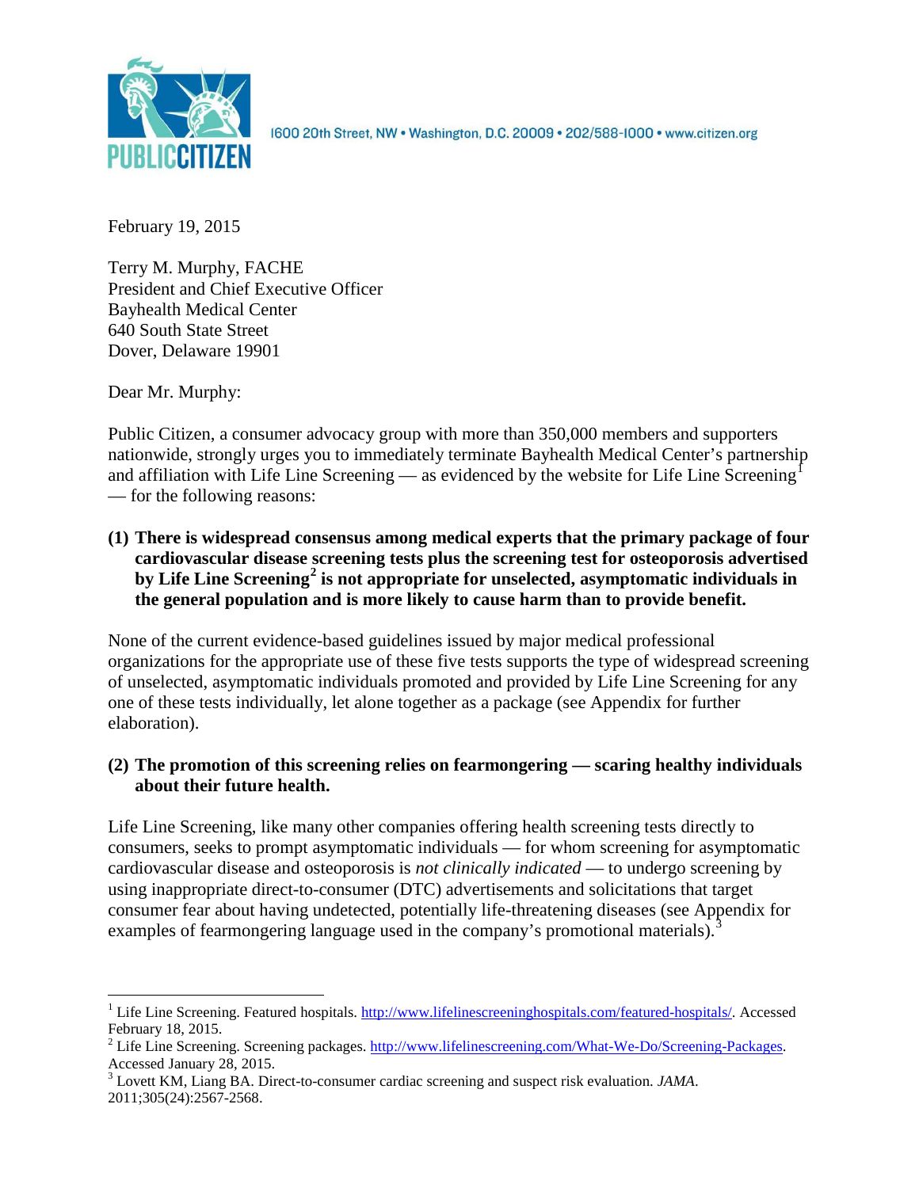PUBLIC CITIZEN

1600 20th Street, NW • Washington, D.C. 20009 • 202/588-1000 • www.citizen.org

February 19, 2015

Terry M. Murphy, FACHE
President and Chief Executive Officer
Bayhealth Medical Center
640 South State Street
Dover, Delaware 19901

Dear Mr. Murphy:

Public Citizen, a consumer advocacy group with more than 350,000 members and supporters nationwide, strongly urges you to immediately terminate Bayhealth Medical Center's partnership and affiliation with Life Line Screening — as evidenced by the website for Life Line Screening[1] — for the following reasons:

**(1) There is widespread consensus among medical experts that the primary package of four cardiovascular disease screening tests plus the screening test for osteoporosis advertised by Life Line Screening[2] is not appropriate for unselected, asymptomatic individuals in the general population and is more likely to cause harm than to provide benefit.**

None of the current evidence-based guidelines issued by major medical professional organizations for the appropriate use of these five tests supports the type of widespread screening of unselected, asymptomatic individuals promoted and provided by Life Line Screening for any one of these tests individually, let alone together as a package (see Appendix for further elaboration).

**(2) The promotion of this screening relies on fearmongering — scaring healthy individuals about their future health.**

Life Line Screening, like many other companies offering health screening tests directly to consumers, seeks to prompt asymptomatic individuals — for whom screening for asymptomatic cardiovascular disease and osteoporosis is *not clinically indicated* — to undergo screening by using inappropriate direct-to-consumer (DTC) advertisements and solicitations that target consumer fear about having undetected, potentially life-threatening diseases (see Appendix for examples of fearmongering language used in the company's promotional materials).[3]

---

[1] Life Line Screening. Featured hospitals. http://www.lifelinescreeninghospitals.com/featured-hospitals/. Accessed February 18, 2015.

[2] Life Line Screening. Screening packages. http://www.lifelinescreening.com/What-We-Do/Screening-Packages. Accessed January 28, 2015.

[3] Lovett KM, Liang BA. Direct-to-consumer cardiac screening and suspect risk evaluation. *JAMA*. 2011;305(24):2567-2568.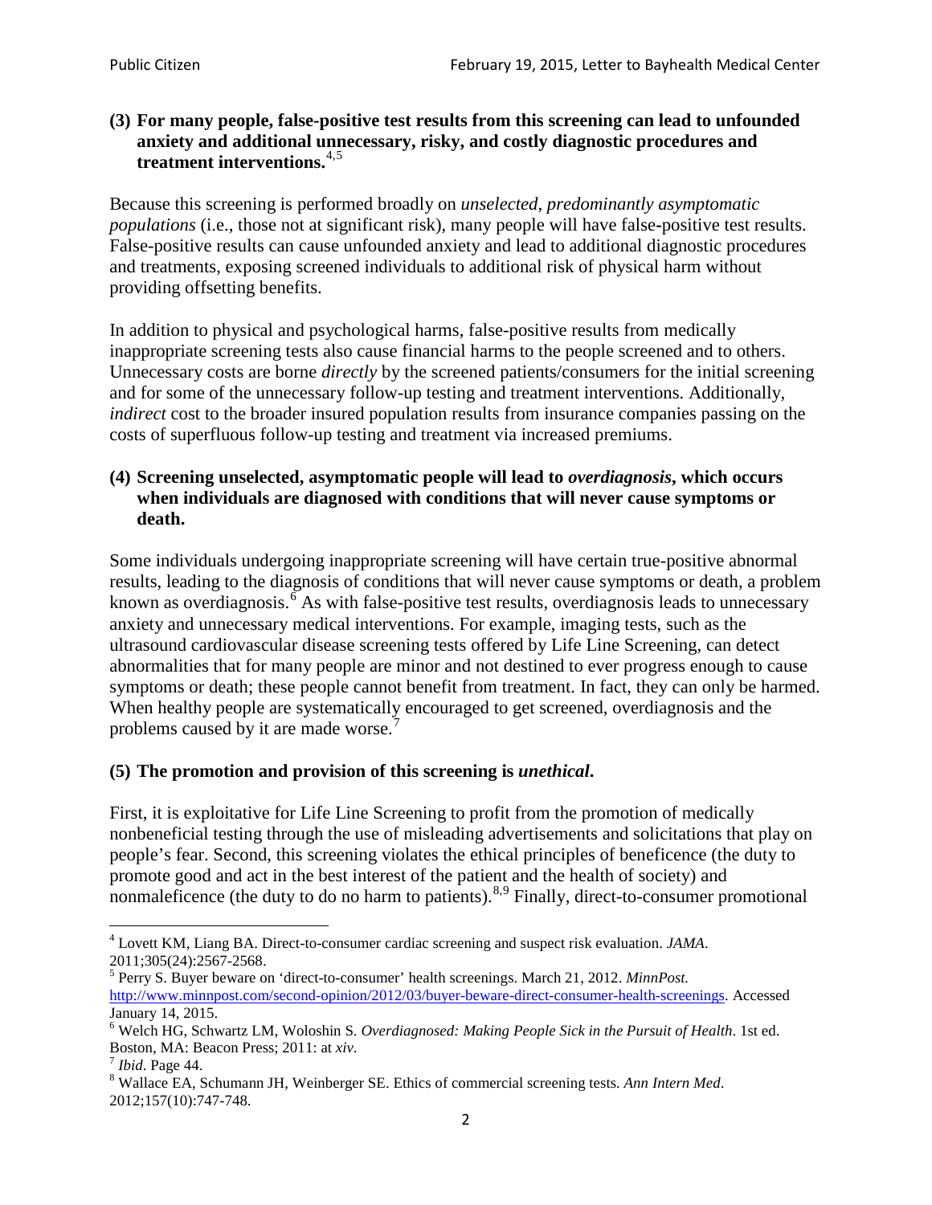**(3) For many people, false-positive test results from this screening can lead to unfounded anxiety and additional unnecessary, risky, and costly diagnostic procedures and treatment interventions.**[4,5]

Because this screening is performed broadly on *unselected, predominantly asymptomatic populations* (i.e., those not at significant risk), many people will have false-positive test results. False-positive results can cause unfounded anxiety and lead to additional diagnostic procedures and treatments, exposing screened individuals to additional risk of physical harm without providing offsetting benefits.

In addition to physical and psychological harms, false-positive results from medically inappropriate screening tests also cause financial harms to the people screened and to others. Unnecessary costs are borne *directly* by the screened patients/consumers for the initial screening and for some of the unnecessary follow-up testing and treatment interventions. Additionally, *indirect* cost to the broader insured population results from insurance companies passing on the costs of superfluous follow-up testing and treatment via increased premiums.

**(4) Screening unselected, asymptomatic people will lead to *overdiagnosis*, which occurs when individuals are diagnosed with conditions that will never cause symptoms or death.**

Some individuals undergoing inappropriate screening will have certain true-positive abnormal results, leading to the diagnosis of conditions that will never cause symptoms or death, a problem known as overdiagnosis.[6] As with false-positive test results, overdiagnosis leads to unnecessary anxiety and unnecessary medical interventions. For example, imaging tests, such as the ultrasound cardiovascular disease screening tests offered by Life Line Screening, can detect abnormalities that for many people are minor and not destined to ever progress enough to cause symptoms or death; these people cannot benefit from treatment. In fact, they can only be harmed. When healthy people are systematically encouraged to get screened, overdiagnosis and the problems caused by it are made worse.[7]

**(5) The promotion and provision of this screening is *unethical*.**

First, it is exploitative for Life Line Screening to profit from the promotion of medically nonbeneficial testing through the use of misleading advertisements and solicitations that play on people's fear. Second, this screening violates the ethical principles of beneficence (the duty to promote good and act in the best interest of the patient and the health of society) and nonmaleficence (the duty to do no harm to patients).[8,9] Finally, direct-to-consumer promotional

---

[4] Lovett KM, Liang BA. Direct-to-consumer cardiac screening and suspect risk evaluation. *JAMA*. 2011;305(24):2567-2568.

[5] Perry S. Buyer beware on 'direct-to-consumer' health screenings. March 21, 2012. *MinnPost.* http://www.minnpost.com/second-opinion/2012/03/buyer-beware-direct-consumer-health-screenings. Accessed January 14, 2015.

[6] Welch HG, Schwartz LM, Woloshin S. *Overdiagnosed: Making People Sick in the Pursuit of Health*. 1st ed. Boston, MA: Beacon Press; 2011: at *xiv*.

[7] *Ibid*. Page 44.

[8] Wallace EA, Schumann JH, Weinberger SE. Ethics of commercial screening tests. *Ann Intern Med*. 2012;157(10):747-748.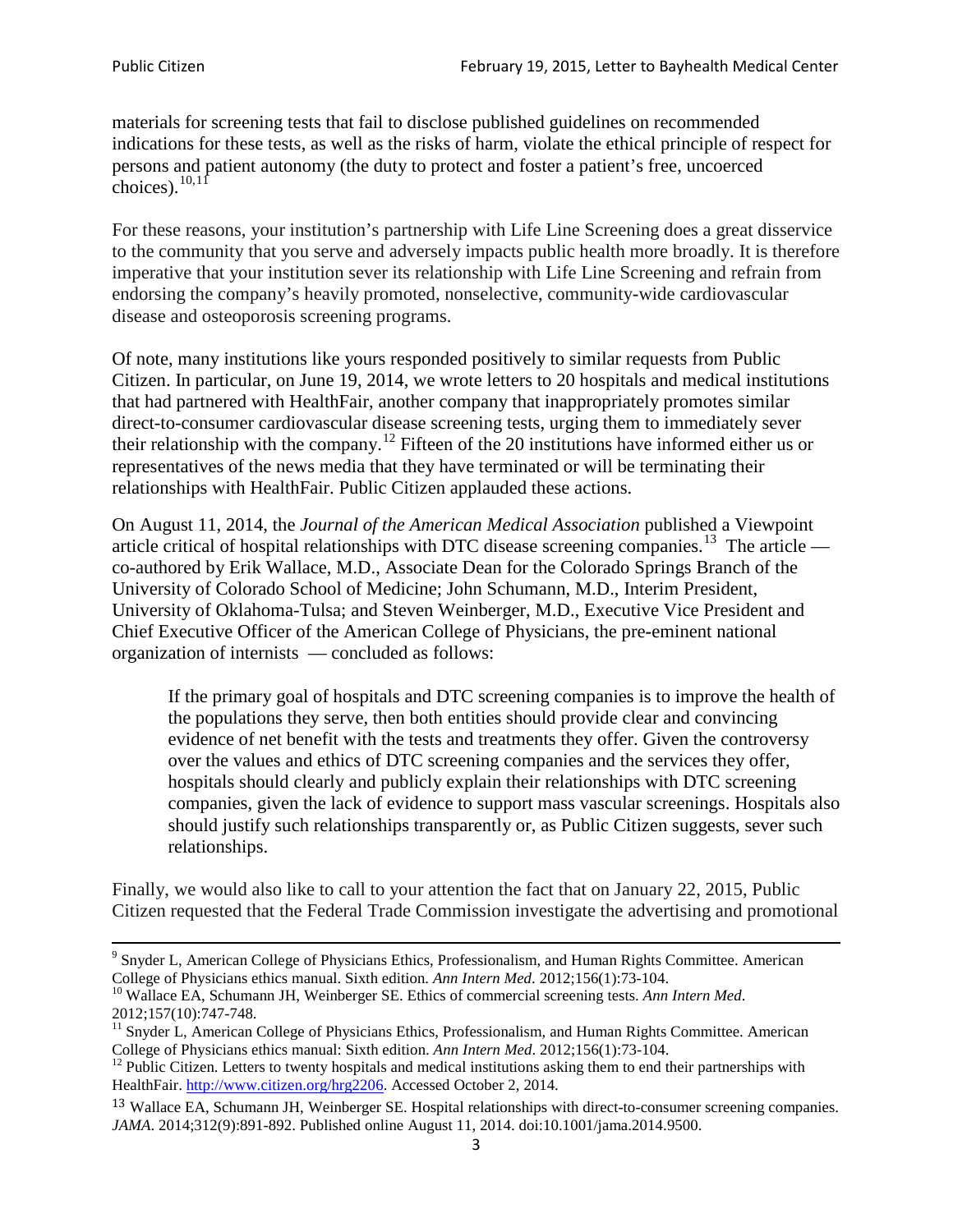materials for screening tests that fail to disclose published guidelines on recommended indications for these tests, as well as the risks of harm, violate the ethical principle of respect for persons and patient autonomy (the duty to protect and foster a patient's free, uncoerced choices).[10,11]

For these reasons, your institution's partnership with Life Line Screening does a great disservice to the community that you serve and adversely impacts public health more broadly. It is therefore imperative that your institution sever its relationship with Life Line Screening and refrain from endorsing the company's heavily promoted, nonselective, community-wide cardiovascular disease and osteoporosis screening programs.

Of note, many institutions like yours responded positively to similar requests from Public Citizen. In particular, on June 19, 2014, we wrote letters to 20 hospitals and medical institutions that had partnered with HealthFair, another company that inappropriately promotes similar direct-to-consumer cardiovascular disease screening tests, urging them to immediately sever their relationship with the company.[12] Fifteen of the 20 institutions have informed either us or representatives of the news media that they have terminated or will be terminating their relationships with HealthFair. Public Citizen applauded these actions.

On August 11, 2014, the *Journal of the American Medical Association* published a Viewpoint article critical of hospital relationships with DTC disease screening companies.[13] The article — co-authored by Erik Wallace, M.D., Associate Dean for the Colorado Springs Branch of the University of Colorado School of Medicine; John Schumann, M.D., Interim President, University of Oklahoma-Tulsa; and Steven Weinberger, M.D., Executive Vice President and Chief Executive Officer of the American College of Physicians, the pre-eminent national organization of internists — concluded as follows:

> If the primary goal of hospitals and DTC screening companies is to improve the health of the populations they serve, then both entities should provide clear and convincing evidence of net benefit with the tests and treatments they offer. Given the controversy over the values and ethics of DTC screening companies and the services they offer, hospitals should clearly and publicly explain their relationships with DTC screening companies, given the lack of evidence to support mass vascular screenings. Hospitals also should justify such relationships transparently or, as Public Citizen suggests, sever such relationships.

Finally, we would also like to call to your attention the fact that on January 22, 2015, Public Citizen requested that the Federal Trade Commission investigate the advertising and promotional

---

[9] Snyder L, American College of Physicians Ethics, Professionalism, and Human Rights Committee. American College of Physicians ethics manual. Sixth edition. *Ann Intern Med*. 2012;156(1):73-104.

[10] Wallace EA, Schumann JH, Weinberger SE. Ethics of commercial screening tests. *Ann Intern Med*. 2012;157(10):747-748.

[11] Snyder L, American College of Physicians Ethics, Professionalism, and Human Rights Committee. American College of Physicians ethics manual: Sixth edition. *Ann Intern Med*. 2012;156(1):73-104.

[12] Public Citizen. Letters to twenty hospitals and medical institutions asking them to end their partnerships with HealthFair. http://www.citizen.org/hrg2206. Accessed October 2, 2014.

[13] Wallace EA, Schumann JH, Weinberger SE. Hospital relationships with direct-to-consumer screening companies. *JAMA*. 2014;312(9):891-892. Published online August 11, 2014. doi:10.1001/jama.2014.9500.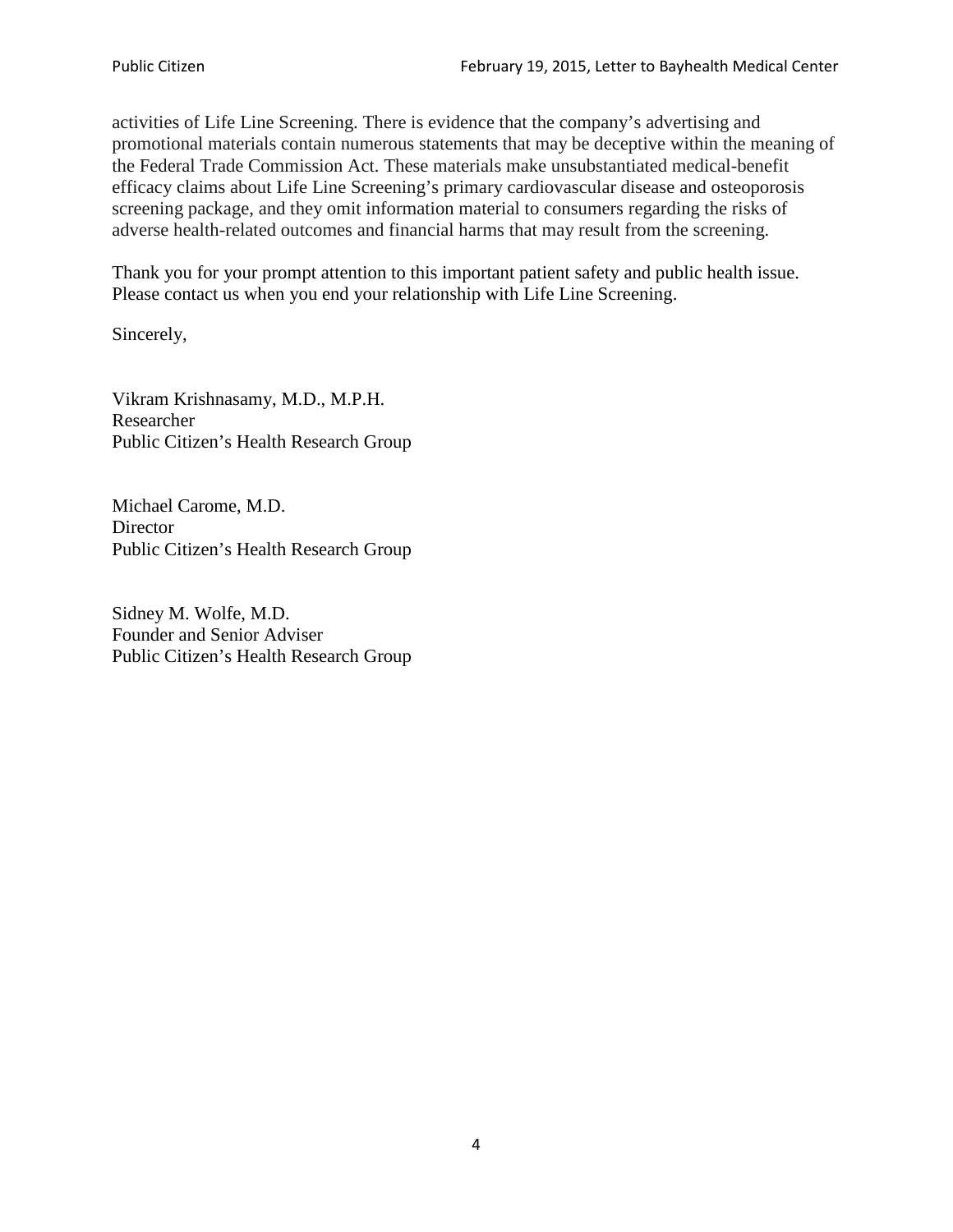activities of Life Line Screening. There is evidence that the company's advertising and promotional materials contain numerous statements that may be deceptive within the meaning of the Federal Trade Commission Act. These materials make unsubstantiated medical-benefit efficacy claims about Life Line Screening's primary cardiovascular disease and osteoporosis screening package, and they omit information material to consumers regarding the risks of adverse health-related outcomes and financial harms that may result from the screening.

Thank you for your prompt attention to this important patient safety and public health issue. Please contact us when you end your relationship with Life Line Screening.

Sincerely,

Vikram Krishnasamy, M.D., M.P.H.
Researcher
Public Citizen's Health Research Group

Michael Carome, M.D.
Director
Public Citizen's Health Research Group

Sidney M. Wolfe, M.D.
Founder and Senior Adviser
Public Citizen's Health Research Group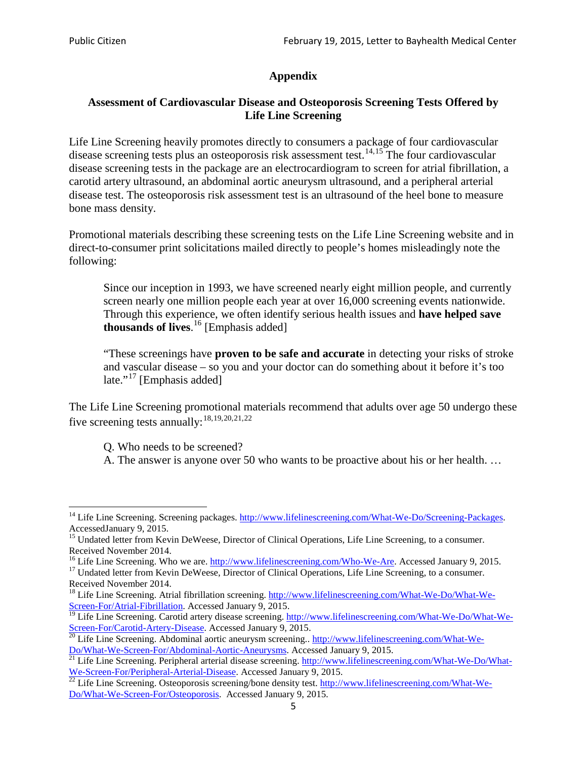## Appendix

### Assessment of Cardiovascular Disease and Osteoporosis Screening Tests Offered by Life Line Screening

Life Line Screening heavily promotes directly to consumers a package of four cardiovascular disease screening tests plus an osteoporosis risk assessment test.[14,15] The four cardiovascular disease screening tests in the package are an electrocardiogram to screen for atrial fibrillation, a carotid artery ultrasound, an abdominal aortic aneurysm ultrasound, and a peripheral arterial disease test. The osteoporosis risk assessment test is an ultrasound of the heel bone to measure bone mass density.

Promotional materials describing these screening tests on the Life Line Screening website and in direct-to-consumer print solicitations mailed directly to people's homes misleadingly note the following:

> Since our inception in 1993, we have screened nearly eight million people, and currently screen nearly one million people each year at over 16,000 screening events nationwide. Through this experience, we often identify serious health issues and **have helped save thousands of lives**.[16] [Emphasis added]
>
> "These screenings have **proven to be safe and accurate** in detecting your risks of stroke and vascular disease – so you and your doctor can do something about it before it's too late."[17] [Emphasis added]

The Life Line Screening promotional materials recommend that adults over age 50 undergo these five screening tests annually:[18,19,20,21,22]

> Q. Who needs to be screened?
> A. The answer is anyone over 50 who wants to be proactive about his or her health. …

---

[14] Life Line Screening. Screening packages. http://www.lifelinescreening.com/What-We-Do/Screening-Packages. AccessedJanuary 9, 2015.

[15] Undated letter from Kevin DeWeese, Director of Clinical Operations, Life Line Screening, to a consumer. Received November 2014.

[16] Life Line Screening. Who we are. http://www.lifelinescreening.com/Who-We-Are. Accessed January 9, 2015.

[17] Undated letter from Kevin DeWeese, Director of Clinical Operations, Life Line Screening, to a consumer. Received November 2014.

[18] Life Line Screening. Atrial fibrillation screening. http://www.lifelinescreening.com/What-We-Do/What-We-Screen-For/Atrial-Fibrillation. Accessed January 9, 2015.

[19] Life Line Screening. Carotid artery disease screening. http://www.lifelinescreening.com/What-We-Do/What-We-Screen-For/Carotid-Artery-Disease. Accessed January 9, 2015.

[20] Life Line Screening. Abdominal aortic aneurysm screening.. http://www.lifelinescreening.com/What-We-Do/What-We-Screen-For/Abdominal-Aortic-Aneurysms. Accessed January 9, 2015.

[21] Life Line Screening. Peripheral arterial disease screening. http://www.lifelinescreening.com/What-We-Do/What-We-Screen-For/Peripheral-Arterial-Disease. Accessed January 9, 2015.

[22] Life Line Screening. Osteoporosis screening/bone density test. http://www.lifelinescreening.com/What-We-Do/What-We-Screen-For/Osteoporosis. Accessed January 9, 2015.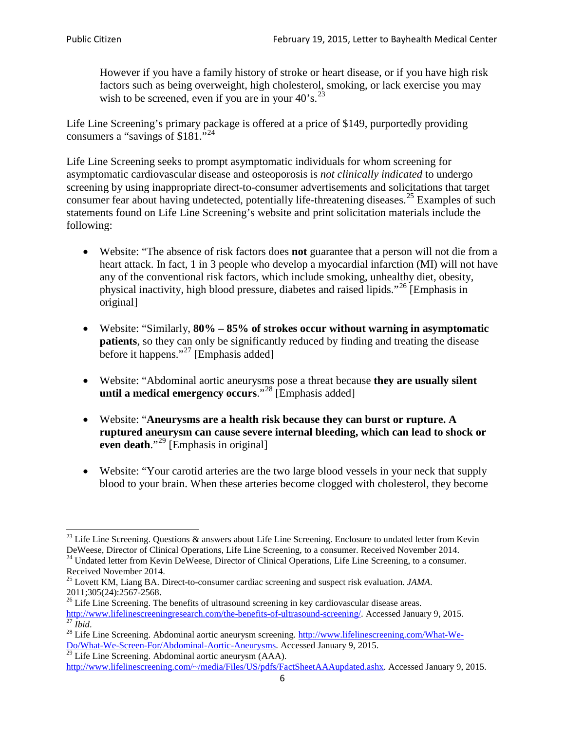> However if you have a family history of stroke or heart disease, or if you have high risk factors such as being overweight, high cholesterol, smoking, or lack exercise you may wish to be screened, even if you are in your 40's.[23]

Life Line Screening's primary package is offered at a price of $149, purportedly providing consumers a "savings of $181."[24]

Life Line Screening seeks to prompt asymptomatic individuals for whom screening for asymptomatic cardiovascular disease and osteoporosis is *not clinically indicated* to undergo screening by using inappropriate direct-to-consumer advertisements and solicitations that target consumer fear about having undetected, potentially life-threatening diseases.[25] Examples of such statements found on Life Line Screening's website and print solicitation materials include the following:

- Website: "The absence of risk factors does **not** guarantee that a person will not die from a heart attack. In fact, 1 in 3 people who develop a myocardial infarction (MI) will not have any of the conventional risk factors, which include smoking, unhealthy diet, obesity, physical inactivity, high blood pressure, diabetes and raised lipids."[26] [Emphasis in original]

- Website: "Similarly, **80% – 85% of strokes occur without warning in asymptomatic patients**, so they can only be significantly reduced by finding and treating the disease before it happens."[27] [Emphasis added]

- Website: "Abdominal aortic aneurysms pose a threat because **they are usually silent until a medical emergency occurs**."[28] [Emphasis added]

- Website: "**Aneurysms are a health risk because they can burst or rupture. A ruptured aneurysm can cause severe internal bleeding, which can lead to shock or even death**."[29] [Emphasis in original]

- Website: "Your carotid arteries are the two large blood vessels in your neck that supply blood to your brain. When these arteries become clogged with cholesterol, they become

---

[23] Life Line Screening. Questions & answers about Life Line Screening. Enclosure to undated letter from Kevin DeWeese, Director of Clinical Operations, Life Line Screening, to a consumer. Received November 2014.

[24] Undated letter from Kevin DeWeese, Director of Clinical Operations, Life Line Screening, to a consumer. Received November 2014.

[25] Lovett KM, Liang BA. Direct-to-consumer cardiac screening and suspect risk evaluation. *JAMA*. 2011;305(24):2567-2568.

[26] Life Line Screening. The benefits of ultrasound screening in key cardiovascular disease areas. http://www.lifelinescreeningresearch.com/the-benefits-of-ultrasound-screening/. Accessed January 9, 2015.

[27] *Ibid*.

[28] Life Line Screening. Abdominal aortic aneurysm screening. http://www.lifelinescreening.com/What-We-Do/What-We-Screen-For/Abdominal-Aortic-Aneurysms. Accessed January 9, 2015.

[29] Life Line Screening. Abdominal aortic aneurysm (AAA). http://www.lifelinescreening.com/~/media/Files/US/pdfs/FactSheetAAAupdated.ashx. Accessed January 9, 2015.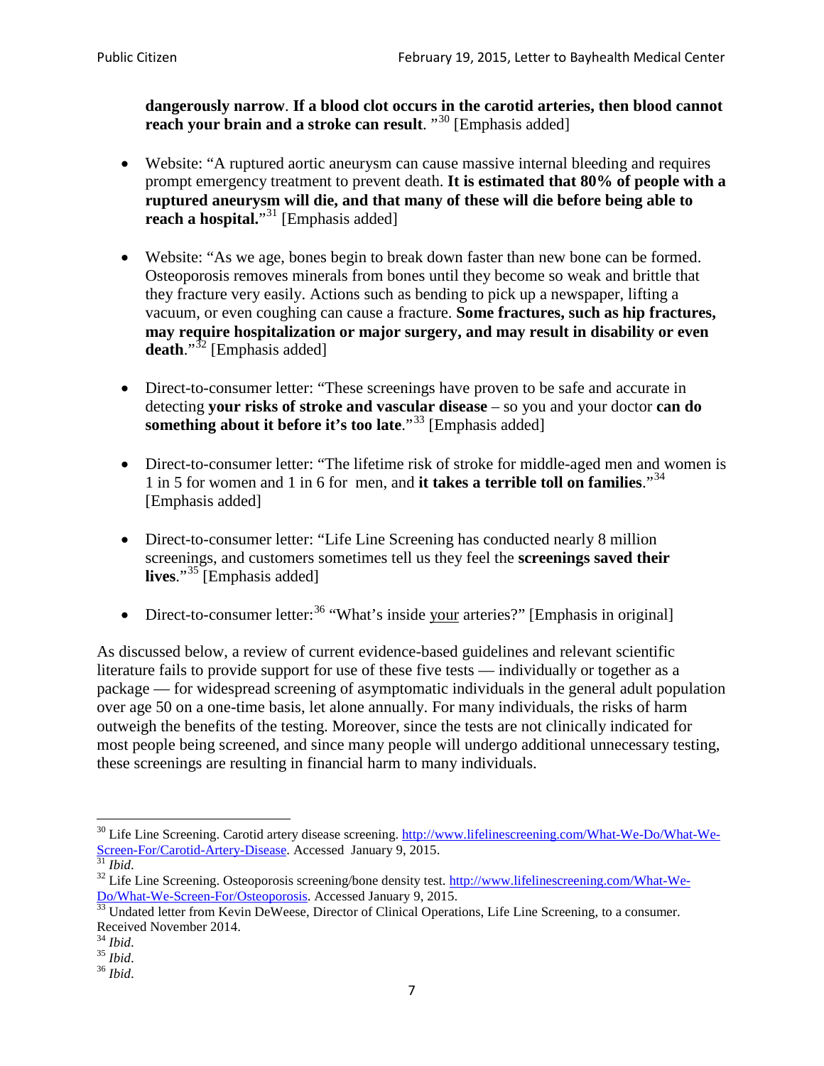**dangerously narrow**. **If a blood clot occurs in the carotid arteries, then blood cannot reach your brain and a stroke can result**. "[30] [Emphasis added]

- Website: "A ruptured aortic aneurysm can cause massive internal bleeding and requires prompt emergency treatment to prevent death. **It is estimated that 80% of people with a ruptured aneurysm will die, and that many of these will die before being able to reach a hospital.**"[31] [Emphasis added]

- Website: "As we age, bones begin to break down faster than new bone can be formed. Osteoporosis removes minerals from bones until they become so weak and brittle that they fracture very easily. Actions such as bending to pick up a newspaper, lifting a vacuum, or even coughing can cause a fracture. **Some fractures, such as hip fractures, may require hospitalization or major surgery, and may result in disability or even death**."[32] [Emphasis added]

- Direct-to-consumer letter: "These screenings have proven to be safe and accurate in detecting **your risks of stroke and vascular disease** – so you and your doctor **can do something about it before it's too late**."[33] [Emphasis added]

- Direct-to-consumer letter: "The lifetime risk of stroke for middle-aged men and women is 1 in 5 for women and 1 in 6 for men, and **it takes a terrible toll on families**."[34] [Emphasis added]

- Direct-to-consumer letter: "Life Line Screening has conducted nearly 8 million screenings, and customers sometimes tell us they feel the **screenings saved their lives**."[35] [Emphasis added]

- Direct-to-consumer letter:[36] "What's inside <u>your</u> arteries?" [Emphasis in original]

As discussed below, a review of current evidence-based guidelines and relevant scientific literature fails to provide support for use of these five tests — individually or together as a package — for widespread screening of asymptomatic individuals in the general adult population over age 50 on a one-time basis, let alone annually. For many individuals, the risks of harm outweigh the benefits of the testing. Moreover, since the tests are not clinically indicated for most people being screened, and since many people will undergo additional unnecessary testing, these screenings are resulting in financial harm to many individuals.

---

[30] Life Line Screening. Carotid artery disease screening. http://www.lifelinescreening.com/What-We-Do/What-We-Screen-For/Carotid-Artery-Disease. Accessed January 9, 2015.
[31] *Ibid*.
[32] Life Line Screening. Osteoporosis screening/bone density test. http://www.lifelinescreening.com/What-We-Do/What-We-Screen-For/Osteoporosis. Accessed January 9, 2015.
[33] Undated letter from Kevin DeWeese, Director of Clinical Operations, Life Line Screening, to a consumer. Received November 2014.
[34] *Ibid*.
[35] *Ibid*.
[36] *Ibid*.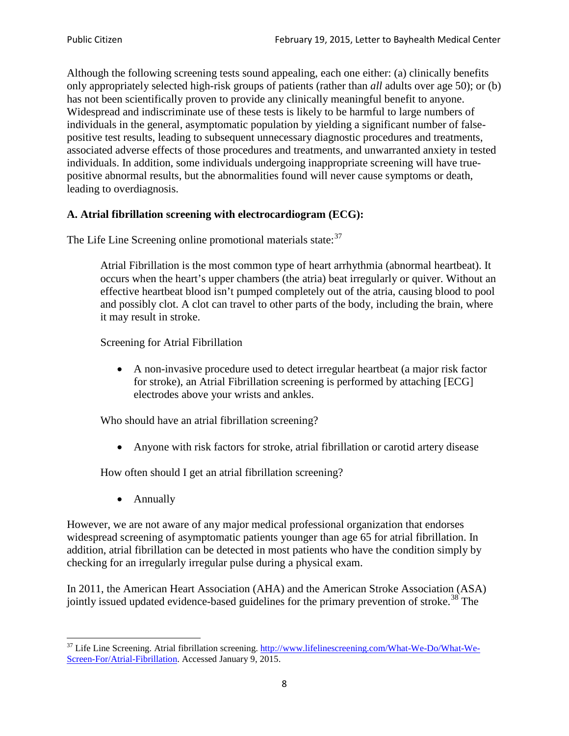Although the following screening tests sound appealing, each one either: (a) clinically benefits only appropriately selected high-risk groups of patients (rather than *all* adults over age 50); or (b) has not been scientifically proven to provide any clinically meaningful benefit to anyone. Widespread and indiscriminate use of these tests is likely to be harmful to large numbers of individuals in the general, asymptomatic population by yielding a significant number of false-positive test results, leading to subsequent unnecessary diagnostic procedures and treatments, associated adverse effects of those procedures and treatments, and unwarranted anxiety in tested individuals. In addition, some individuals undergoing inappropriate screening will have true-positive abnormal results, but the abnormalities found will never cause symptoms or death, leading to overdiagnosis.

### A. Atrial fibrillation screening with electrocardiogram (ECG):

The Life Line Screening online promotional materials state:[37]

> Atrial Fibrillation is the most common type of heart arrhythmia (abnormal heartbeat). It occurs when the heart's upper chambers (the atria) beat irregularly or quiver. Without an effective heartbeat blood isn't pumped completely out of the atria, causing blood to pool and possibly clot. A clot can travel to other parts of the body, including the brain, where it may result in stroke.
>
> Screening for Atrial Fibrillation
>
> - A non-invasive procedure used to detect irregular heartbeat (a major risk factor for stroke), an Atrial Fibrillation screening is performed by attaching [ECG] electrodes above your wrists and ankles.
>
> Who should have an atrial fibrillation screening?
>
> - Anyone with risk factors for stroke, atrial fibrillation or carotid artery disease
>
> How often should I get an atrial fibrillation screening?
>
> - Annually

However, we are not aware of any major medical professional organization that endorses widespread screening of asymptomatic patients younger than age 65 for atrial fibrillation. In addition, atrial fibrillation can be detected in most patients who have the condition simply by checking for an irregularly irregular pulse during a physical exam.

In 2011, the American Heart Association (AHA) and the American Stroke Association (ASA) jointly issued updated evidence-based guidelines for the primary prevention of stroke.[38] The

---

[37] Life Line Screening. Atrial fibrillation screening. http://www.lifelinescreening.com/What-We-Do/What-We-Screen-For/Atrial-Fibrillation. Accessed January 9, 2015.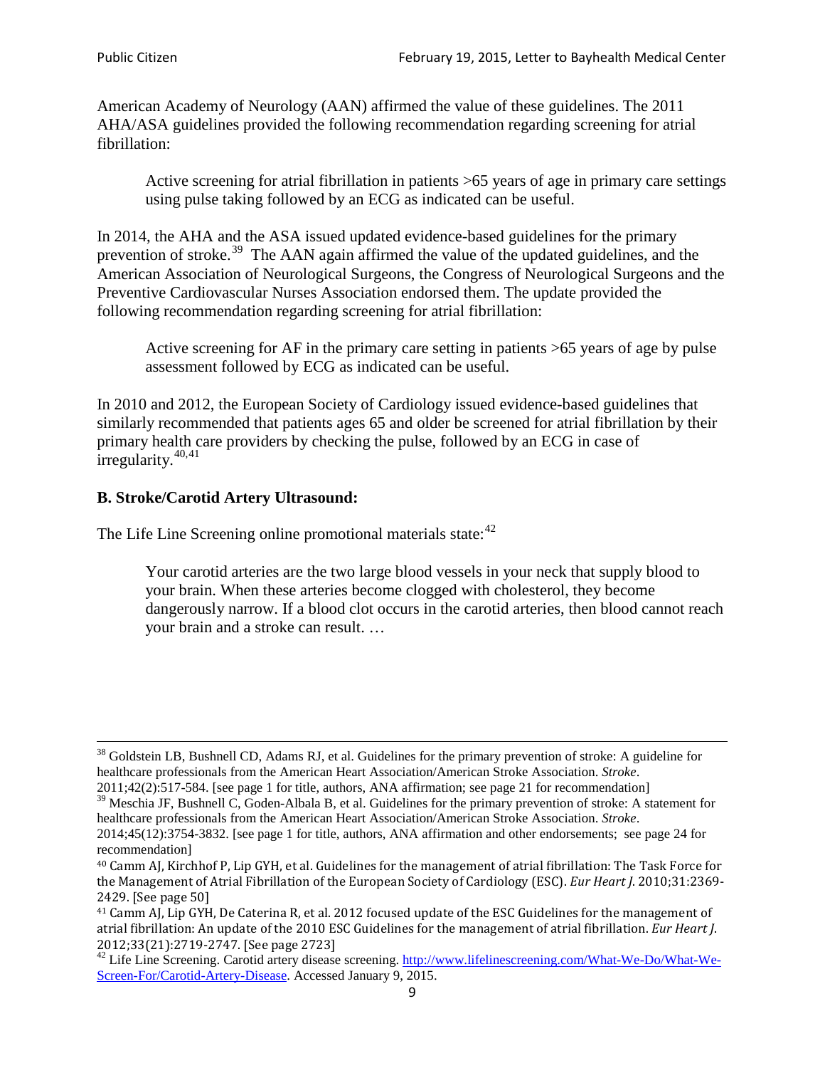American Academy of Neurology (AAN) affirmed the value of these guidelines. The 2011 AHA/ASA guidelines provided the following recommendation regarding screening for atrial fibrillation:

> Active screening for atrial fibrillation in patients >65 years of age in primary care settings using pulse taking followed by an ECG as indicated can be useful.

In 2014, the AHA and the ASA issued updated evidence-based guidelines for the primary prevention of stroke.[39] The AAN again affirmed the value of the updated guidelines, and the American Association of Neurological Surgeons, the Congress of Neurological Surgeons and the Preventive Cardiovascular Nurses Association endorsed them. The update provided the following recommendation regarding screening for atrial fibrillation:

> Active screening for AF in the primary care setting in patients >65 years of age by pulse assessment followed by ECG as indicated can be useful.

In 2010 and 2012, the European Society of Cardiology issued evidence-based guidelines that similarly recommended that patients ages 65 and older be screened for atrial fibrillation by their primary health care providers by checking the pulse, followed by an ECG in case of irregularity.[40,41]

### B. Stroke/Carotid Artery Ultrasound:

The Life Line Screening online promotional materials state:[42]

> Your carotid arteries are the two large blood vessels in your neck that supply blood to your brain. When these arteries become clogged with cholesterol, they become dangerously narrow. If a blood clot occurs in the carotid arteries, then blood cannot reach your brain and a stroke can result. …

---

[38] Goldstein LB, Bushnell CD, Adams RJ, et al. Guidelines for the primary prevention of stroke: A guideline for healthcare professionals from the American Heart Association/American Stroke Association. *Stroke*. 2011;42(2):517-584. [see page 1 for title, authors, ANA affirmation; see page 21 for recommendation]

[39] Meschia JF, Bushnell C, Goden-Albala B, et al. Guidelines for the primary prevention of stroke: A statement for healthcare professionals from the American Heart Association/American Stroke Association. *Stroke*. 2014;45(12):3754-3832. [see page 1 for title, authors, ANA affirmation and other endorsements; see page 24 for recommendation]

[40] Camm AJ, Kirchhof P, Lip GYH, et al. Guidelines for the management of atrial fibrillation: The Task Force for the Management of Atrial Fibrillation of the European Society of Cardiology (ESC). *Eur Heart J.* 2010;31:2369-2429. [See page 50]

[41] Camm AJ, Lip GYH, De Caterina R, et al. 2012 focused update of the ESC Guidelines for the management of atrial fibrillation: An update of the 2010 ESC Guidelines for the management of atrial fibrillation. *Eur Heart J.* 2012;33(21):2719-2747. [See page 2723]

[42] Life Line Screening. Carotid artery disease screening. http://www.lifelinescreening.com/What-We-Do/What-We-Screen-For/Carotid-Artery-Disease. Accessed January 9, 2015.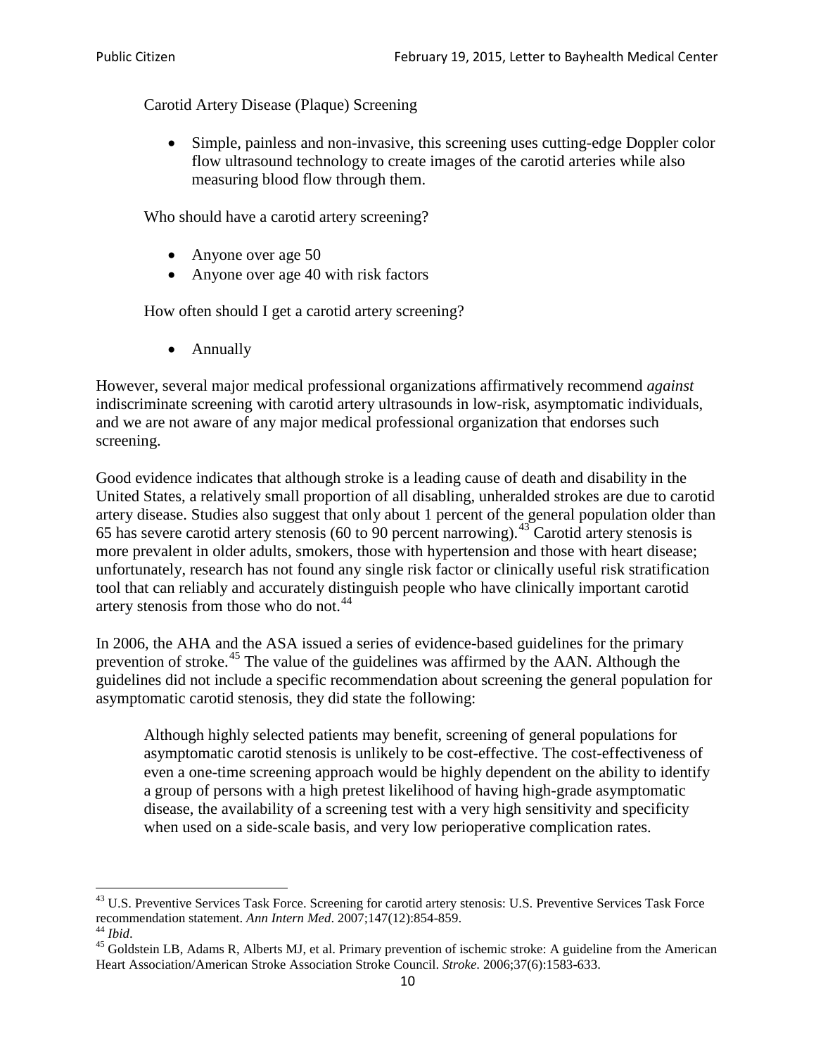Carotid Artery Disease (Plaque) Screening

- Simple, painless and non-invasive, this screening uses cutting-edge Doppler color flow ultrasound technology to create images of the carotid arteries while also measuring blood flow through them.

Who should have a carotid artery screening?

- Anyone over age 50
- Anyone over age 40 with risk factors

How often should I get a carotid artery screening?

- Annually

However, several major medical professional organizations affirmatively recommend *against* indiscriminate screening with carotid artery ultrasounds in low-risk, asymptomatic individuals, and we are not aware of any major medical professional organization that endorses such screening.

Good evidence indicates that although stroke is a leading cause of death and disability in the United States, a relatively small proportion of all disabling, unheralded strokes are due to carotid artery disease. Studies also suggest that only about 1 percent of the general population older than 65 has severe carotid artery stenosis (60 to 90 percent narrowing).[43] Carotid artery stenosis is more prevalent in older adults, smokers, those with hypertension and those with heart disease; unfortunately, research has not found any single risk factor or clinically useful risk stratification tool that can reliably and accurately distinguish people who have clinically important carotid artery stenosis from those who do not.[44]

In 2006, the AHA and the ASA issued a series of evidence-based guidelines for the primary prevention of stroke.[45] The value of the guidelines was affirmed by the AAN. Although the guidelines did not include a specific recommendation about screening the general population for asymptomatic carotid stenosis, they did state the following:

> Although highly selected patients may benefit, screening of general populations for asymptomatic carotid stenosis is unlikely to be cost-effective. The cost-effectiveness of even a one-time screening approach would be highly dependent on the ability to identify a group of persons with a high pretest likelihood of having high-grade asymptomatic disease, the availability of a screening test with a very high sensitivity and specificity when used on a side-scale basis, and very low perioperative complication rates.

---

[43] U.S. Preventive Services Task Force. Screening for carotid artery stenosis: U.S. Preventive Services Task Force recommendation statement. *Ann Intern Med*. 2007;147(12):854-859.

[44] *Ibid*.

[45] Goldstein LB, Adams R, Alberts MJ, et al. Primary prevention of ischemic stroke: A guideline from the American Heart Association/American Stroke Association Stroke Council. *Stroke*. 2006;37(6):1583-633.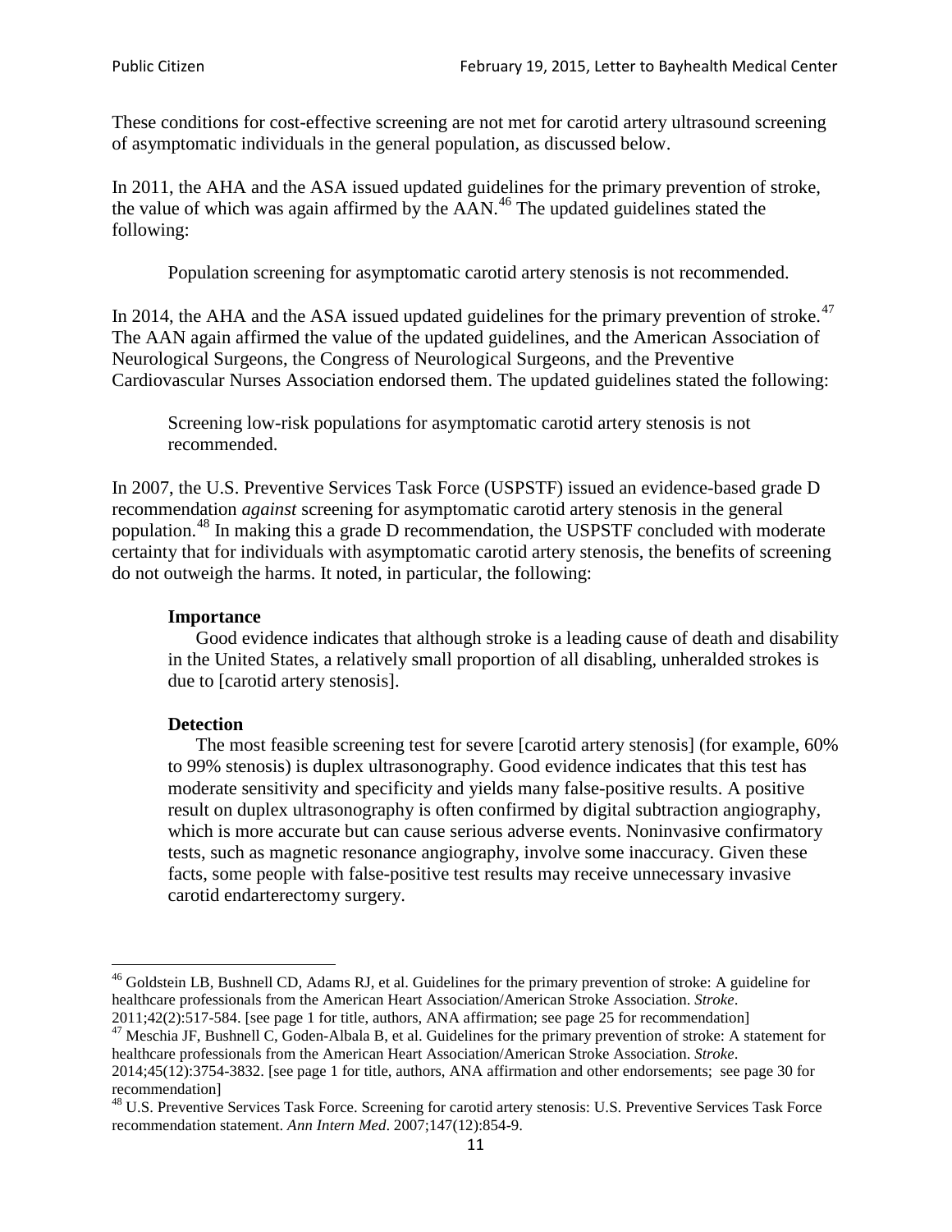These conditions for cost-effective screening are not met for carotid artery ultrasound screening of asymptomatic individuals in the general population, as discussed below.

In 2011, the AHA and the ASA issued updated guidelines for the primary prevention of stroke, the value of which was again affirmed by the AAN.[46] The updated guidelines stated the following:

> Population screening for asymptomatic carotid artery stenosis is not recommended.

In 2014, the AHA and the ASA issued updated guidelines for the primary prevention of stroke.[47] The AAN again affirmed the value of the updated guidelines, and the American Association of Neurological Surgeons, the Congress of Neurological Surgeons, and the Preventive Cardiovascular Nurses Association endorsed them. The updated guidelines stated the following:

> Screening low-risk populations for asymptomatic carotid artery stenosis is not recommended.

In 2007, the U.S. Preventive Services Task Force (USPSTF) issued an evidence-based grade D recommendation *against* screening for asymptomatic carotid artery stenosis in the general population.[48] In making this a grade D recommendation, the USPSTF concluded with moderate certainty that for individuals with asymptomatic carotid artery stenosis, the benefits of screening do not outweigh the harms. It noted, in particular, the following:

> **Importance**
>
> Good evidence indicates that although stroke is a leading cause of death and disability in the United States, a relatively small proportion of all disabling, unheralded strokes is due to [carotid artery stenosis].
>
> **Detection**
>
> The most feasible screening test for severe [carotid artery stenosis] (for example, 60% to 99% stenosis) is duplex ultrasonography. Good evidence indicates that this test has moderate sensitivity and specificity and yields many false-positive results. A positive result on duplex ultrasonography is often confirmed by digital subtraction angiography, which is more accurate but can cause serious adverse events. Noninvasive confirmatory tests, such as magnetic resonance angiography, involve some inaccuracy. Given these facts, some people with false-positive test results may receive unnecessary invasive carotid endarterectomy surgery.

---

[46] Goldstein LB, Bushnell CD, Adams RJ, et al. Guidelines for the primary prevention of stroke: A guideline for healthcare professionals from the American Heart Association/American Stroke Association. *Stroke*. 2011;42(2):517-584. [see page 1 for title, authors, ANA affirmation; see page 25 for recommendation]

[47] Meschia JF, Bushnell C, Goden-Albala B, et al. Guidelines for the primary prevention of stroke: A statement for healthcare professionals from the American Heart Association/American Stroke Association. *Stroke*. 2014;45(12):3754-3832. [see page 1 for title, authors, ANA affirmation and other endorsements; see page 30 for recommendation]

[48] U.S. Preventive Services Task Force. Screening for carotid artery stenosis: U.S. Preventive Services Task Force recommendation statement. *Ann Intern Med*. 2007;147(12):854-9.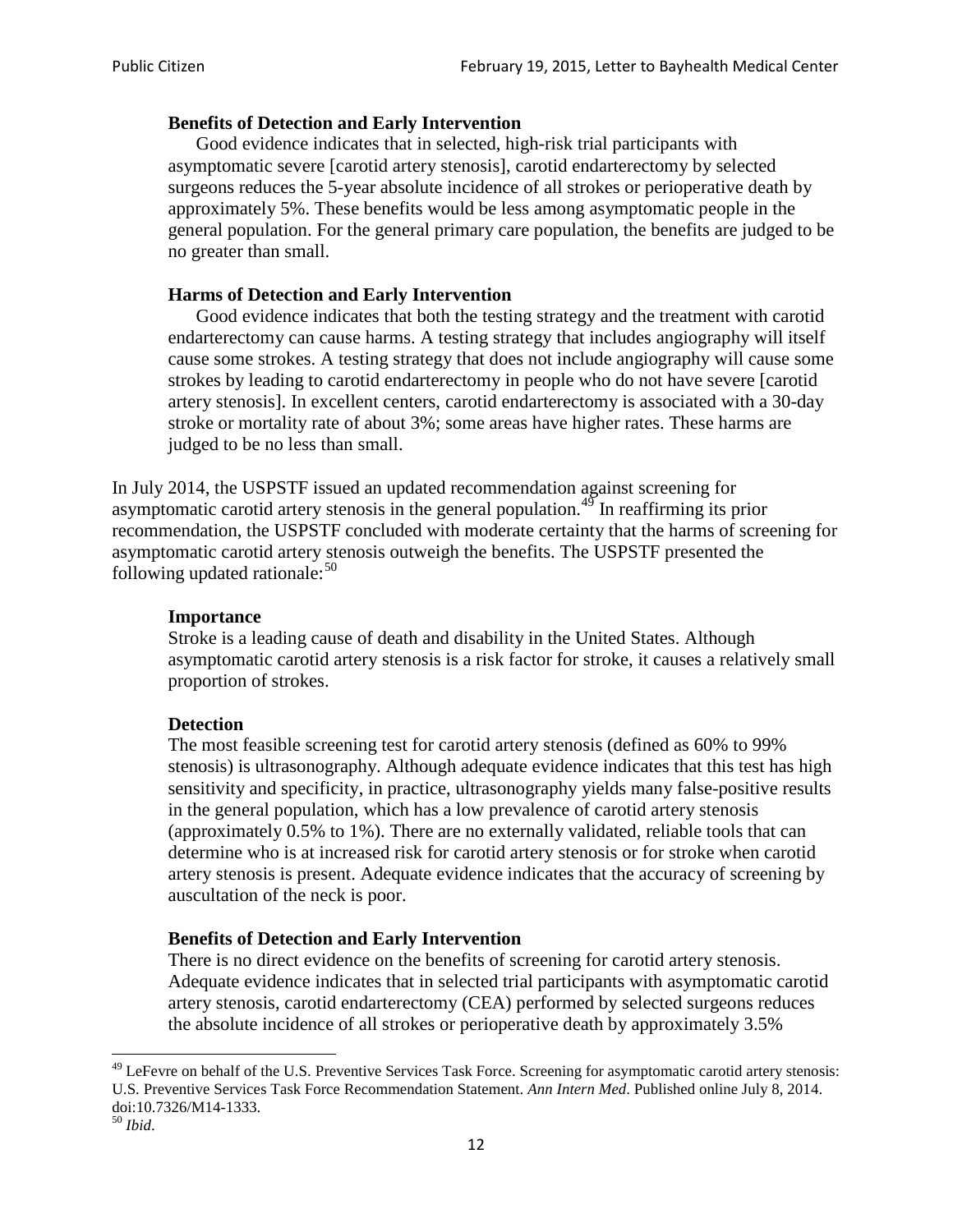**Benefits of Detection and Early Intervention**

Good evidence indicates that in selected, high-risk trial participants with asymptomatic severe [carotid artery stenosis], carotid endarterectomy by selected surgeons reduces the 5-year absolute incidence of all strokes or perioperative death by approximately 5%. These benefits would be less among asymptomatic people in the general population. For the general primary care population, the benefits are judged to be no greater than small.

**Harms of Detection and Early Intervention**

Good evidence indicates that both the testing strategy and the treatment with carotid endarterectomy can cause harms. A testing strategy that includes angiography will itself cause some strokes. A testing strategy that does not include angiography will cause some strokes by leading to carotid endarterectomy in people who do not have severe [carotid artery stenosis]. In excellent centers, carotid endarterectomy is associated with a 30-day stroke or mortality rate of about 3%; some areas have higher rates. These harms are judged to be no less than small.

In July 2014, the USPSTF issued an updated recommendation against screening for asymptomatic carotid artery stenosis in the general population.[49] In reaffirming its prior recommendation, the USPSTF concluded with moderate certainty that the harms of screening for asymptomatic carotid artery stenosis outweigh the benefits. The USPSTF presented the following updated rationale:[50]

**Importance**

Stroke is a leading cause of death and disability in the United States. Although asymptomatic carotid artery stenosis is a risk factor for stroke, it causes a relatively small proportion of strokes.

**Detection**

The most feasible screening test for carotid artery stenosis (defined as 60% to 99% stenosis) is ultrasonography. Although adequate evidence indicates that this test has high sensitivity and specificity, in practice, ultrasonography yields many false-positive results in the general population, which has a low prevalence of carotid artery stenosis (approximately 0.5% to 1%). There are no externally validated, reliable tools that can determine who is at increased risk for carotid artery stenosis or for stroke when carotid artery stenosis is present. Adequate evidence indicates that the accuracy of screening by auscultation of the neck is poor.

**Benefits of Detection and Early Intervention**

There is no direct evidence on the benefits of screening for carotid artery stenosis. Adequate evidence indicates that in selected trial participants with asymptomatic carotid artery stenosis, carotid endarterectomy (CEA) performed by selected surgeons reduces the absolute incidence of all strokes or perioperative death by approximately 3.5%

---

[49] LeFevre on behalf of the U.S. Preventive Services Task Force. Screening for asymptomatic carotid artery stenosis: U.S. Preventive Services Task Force Recommendation Statement. *Ann Intern Med*. Published online July 8, 2014. doi:10.7326/M14-1333.

[50] *Ibid*.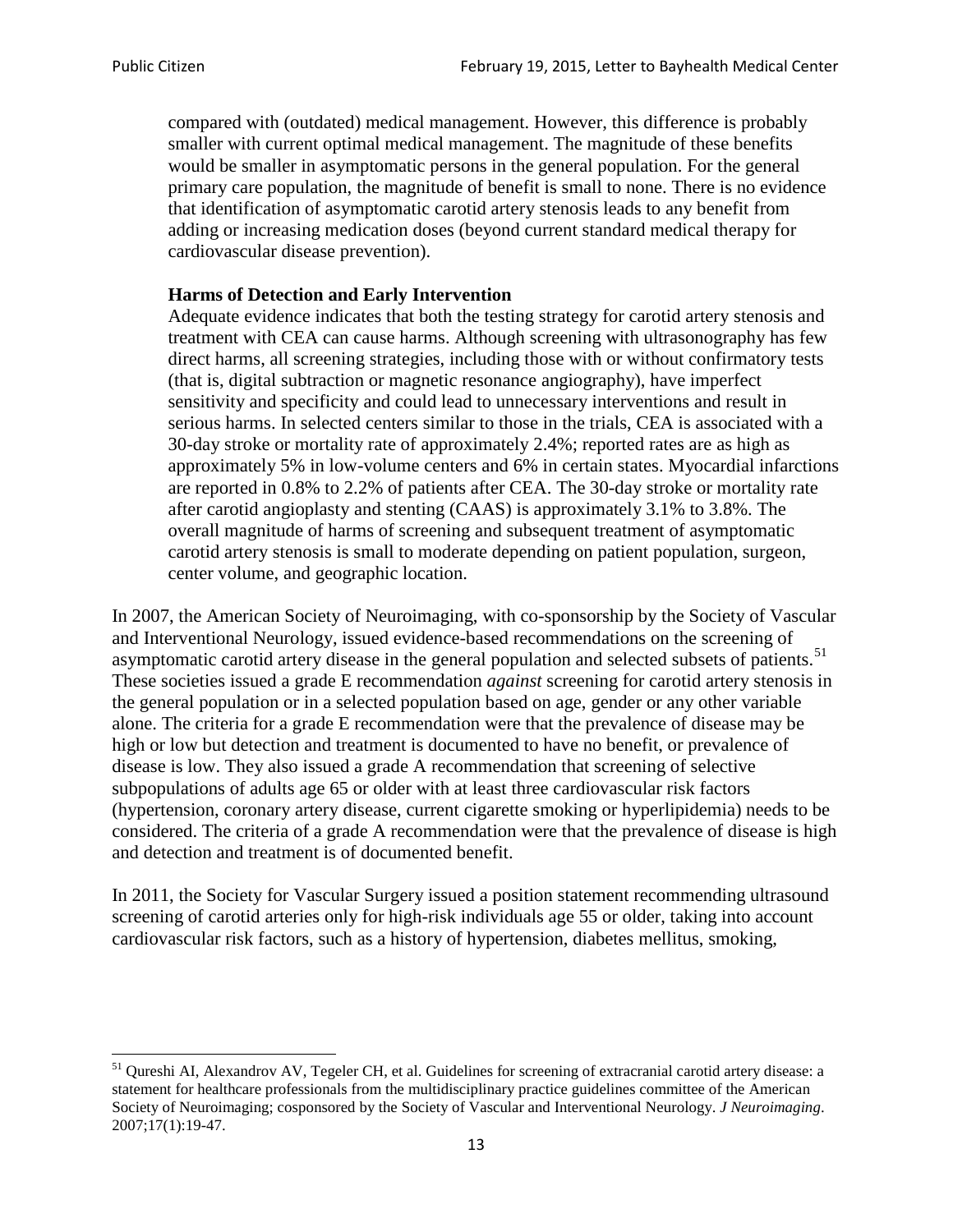> compared with (outdated) medical management. However, this difference is probably smaller with current optimal medical management. The magnitude of these benefits would be smaller in asymptomatic persons in the general population. For the general primary care population, the magnitude of benefit is small to none. There is no evidence that identification of asymptomatic carotid artery stenosis leads to any benefit from adding or increasing medication doses (beyond current standard medical therapy for cardiovascular disease prevention).
>
> **Harms of Detection and Early Intervention**
>
> Adequate evidence indicates that both the testing strategy for carotid artery stenosis and treatment with CEA can cause harms. Although screening with ultrasonography has few direct harms, all screening strategies, including those with or without confirmatory tests (that is, digital subtraction or magnetic resonance angiography), have imperfect sensitivity and specificity and could lead to unnecessary interventions and result in serious harms. In selected centers similar to those in the trials, CEA is associated with a 30-day stroke or mortality rate of approximately 2.4%; reported rates are as high as approximately 5% in low-volume centers and 6% in certain states. Myocardial infarctions are reported in 0.8% to 2.2% of patients after CEA. The 30-day stroke or mortality rate after carotid angioplasty and stenting (CAAS) is approximately 3.1% to 3.8%. The overall magnitude of harms of screening and subsequent treatment of asymptomatic carotid artery stenosis is small to moderate depending on patient population, surgeon, center volume, and geographic location.

In 2007, the American Society of Neuroimaging, with co-sponsorship by the Society of Vascular and Interventional Neurology, issued evidence-based recommendations on the screening of asymptomatic carotid artery disease in the general population and selected subsets of patients.[51] These societies issued a grade E recommendation *against* screening for carotid artery stenosis in the general population or in a selected population based on age, gender or any other variable alone. The criteria for a grade E recommendation were that the prevalence of disease may be high or low but detection and treatment is documented to have no benefit, or prevalence of disease is low. They also issued a grade A recommendation that screening of selective subpopulations of adults age 65 or older with at least three cardiovascular risk factors (hypertension, coronary artery disease, current cigarette smoking or hyperlipidemia) needs to be considered. The criteria of a grade A recommendation were that the prevalence of disease is high and detection and treatment is of documented benefit.

In 2011, the Society for Vascular Surgery issued a position statement recommending ultrasound screening of carotid arteries only for high-risk individuals age 55 or older, taking into account cardiovascular risk factors, such as a history of hypertension, diabetes mellitus, smoking,

---

[51] Qureshi AI, Alexandrov AV, Tegeler CH, et al. Guidelines for screening of extracranial carotid artery disease: a statement for healthcare professionals from the multidisciplinary practice guidelines committee of the American Society of Neuroimaging; cosponsored by the Society of Vascular and Interventional Neurology. *J Neuroimaging*. 2007;17(1):19-47.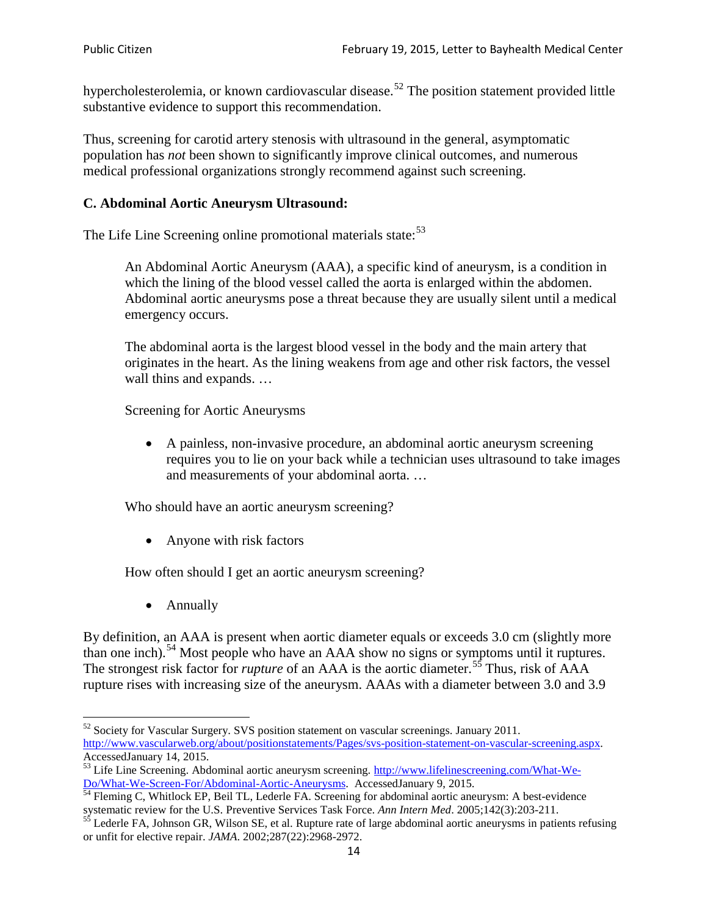hypercholesterolemia, or known cardiovascular disease.[52] The position statement provided little substantive evidence to support this recommendation.

Thus, screening for carotid artery stenosis with ultrasound in the general, asymptomatic population has *not* been shown to significantly improve clinical outcomes, and numerous medical professional organizations strongly recommend against such screening.

**C. Abdominal Aortic Aneurysm Ultrasound:**

The Life Line Screening online promotional materials state:[53]

> An Abdominal Aortic Aneurysm (AAA), a specific kind of aneurysm, is a condition in which the lining of the blood vessel called the aorta is enlarged within the abdomen. Abdominal aortic aneurysms pose a threat because they are usually silent until a medical emergency occurs.
>
> The abdominal aorta is the largest blood vessel in the body and the main artery that originates in the heart. As the lining weakens from age and other risk factors, the vessel wall thins and expands. …
>
> Screening for Aortic Aneurysms
>
> - A painless, non-invasive procedure, an abdominal aortic aneurysm screening requires you to lie on your back while a technician uses ultrasound to take images and measurements of your abdominal aorta. …
>
> Who should have an aortic aneurysm screening?
>
> - Anyone with risk factors
>
> How often should I get an aortic aneurysm screening?
>
> - Annually

By definition, an AAA is present when aortic diameter equals or exceeds 3.0 cm (slightly more than one inch).[54] Most people who have an AAA show no signs or symptoms until it ruptures. The strongest risk factor for *rupture* of an AAA is the aortic diameter.[55] Thus, risk of AAA rupture rises with increasing size of the aneurysm. AAAs with a diameter between 3.0 and 3.9

---

[52] Society for Vascular Surgery. SVS position statement on vascular screenings. January 2011. http://www.vascularweb.org/about/positionstatements/Pages/svs-position-statement-on-vascular-screening.aspx. AccessedJanuary 14, 2015.

[53] Life Line Screening. Abdominal aortic aneurysm screening. http://www.lifelinescreening.com/What-We-Do/What-We-Screen-For/Abdominal-Aortic-Aneurysms. AccessedJanuary 9, 2015.

[54] Fleming C, Whitlock EP, Beil TL, Lederle FA. Screening for abdominal aortic aneurysm: A best-evidence systematic review for the U.S. Preventive Services Task Force. *Ann Intern Med*. 2005;142(3):203-211.

[55] Lederle FA, Johnson GR, Wilson SE, et al. Rupture rate of large abdominal aortic aneurysms in patients refusing or unfit for elective repair. *JAMA*. 2002;287(22):2968-2972.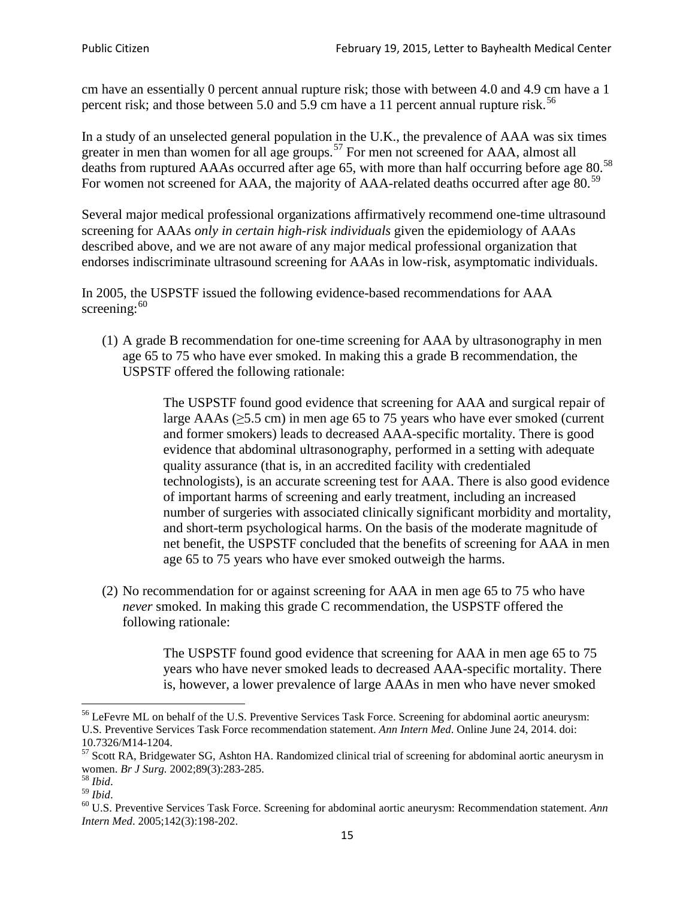cm have an essentially 0 percent annual rupture risk; those with between 4.0 and 4.9 cm have a 1 percent risk; and those between 5.0 and 5.9 cm have a 11 percent annual rupture risk.[56]

In a study of an unselected general population in the U.K., the prevalence of AAA was six times greater in men than women for all age groups.[57] For men not screened for AAA, almost all deaths from ruptured AAAs occurred after age 65, with more than half occurring before age 80.[58] For women not screened for AAA, the majority of AAA-related deaths occurred after age 80.[59]

Several major medical professional organizations affirmatively recommend one-time ultrasound screening for AAAs *only in certain high-risk individuals* given the epidemiology of AAAs described above, and we are not aware of any major medical professional organization that endorses indiscriminate ultrasound screening for AAAs in low-risk, asymptomatic individuals.

In 2005, the USPSTF issued the following evidence-based recommendations for AAA screening:[60]

(1) A grade B recommendation for one-time screening for AAA by ultrasonography in men age 65 to 75 who have ever smoked. In making this a grade B recommendation, the USPSTF offered the following rationale:

> The USPSTF found good evidence that screening for AAA and surgical repair of large AAAs (≥5.5 cm) in men age 65 to 75 years who have ever smoked (current and former smokers) leads to decreased AAA-specific mortality. There is good evidence that abdominal ultrasonography, performed in a setting with adequate quality assurance (that is, in an accredited facility with credentialed technologists), is an accurate screening test for AAA. There is also good evidence of important harms of screening and early treatment, including an increased number of surgeries with associated clinically significant morbidity and mortality, and short-term psychological harms. On the basis of the moderate magnitude of net benefit, the USPSTF concluded that the benefits of screening for AAA in men age 65 to 75 years who have ever smoked outweigh the harms.

(2) No recommendation for or against screening for AAA in men age 65 to 75 who have *never* smoked. In making this grade C recommendation, the USPSTF offered the following rationale:

> The USPSTF found good evidence that screening for AAA in men age 65 to 75 years who have never smoked leads to decreased AAA-specific mortality. There is, however, a lower prevalence of large AAAs in men who have never smoked

---

[56] LeFevre ML on behalf of the U.S. Preventive Services Task Force. Screening for abdominal aortic aneurysm: U.S. Preventive Services Task Force recommendation statement. *Ann Intern Med*. Online June 24, 2014. doi: 10.7326/M14-1204.

[57] Scott RA, Bridgewater SG, Ashton HA. Randomized clinical trial of screening for abdominal aortic aneurysm in women. *Br J Surg.* 2002;89(3):283-285.

[58] *Ibid*.

[59] *Ibid*.

[60] U.S. Preventive Services Task Force. Screening for abdominal aortic aneurysm: Recommendation statement. *Ann Intern Med*. 2005;142(3):198-202.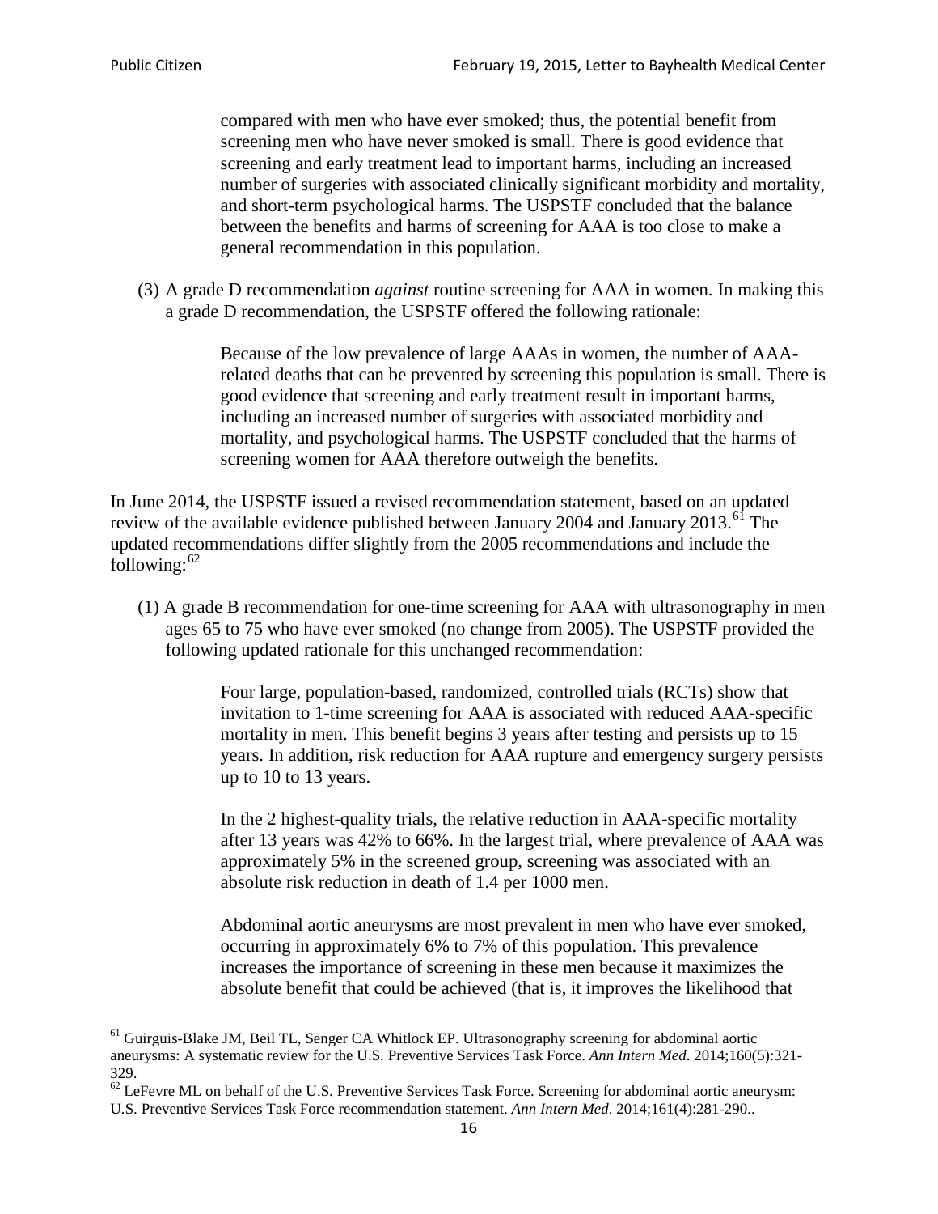> compared with men who have ever smoked; thus, the potential benefit from screening men who have never smoked is small. There is good evidence that screening and early treatment lead to important harms, including an increased number of surgeries with associated clinically significant morbidity and mortality, and short-term psychological harms. The USPSTF concluded that the balance between the benefits and harms of screening for AAA is too close to make a general recommendation in this population.

(3) A grade D recommendation *against* routine screening for AAA in women. In making this a grade D recommendation, the USPSTF offered the following rationale:

> Because of the low prevalence of large AAAs in women, the number of AAA-related deaths that can be prevented by screening this population is small. There is good evidence that screening and early treatment result in important harms, including an increased number of surgeries with associated morbidity and mortality, and psychological harms. The USPSTF concluded that the harms of screening women for AAA therefore outweigh the benefits.

In June 2014, the USPSTF issued a revised recommendation statement, based on an updated review of the available evidence published between January 2004 and January 2013.[61] The updated recommendations differ slightly from the 2005 recommendations and include the following:[62]

(1) A grade B recommendation for one-time screening for AAA with ultrasonography in men ages 65 to 75 who have ever smoked (no change from 2005). The USPSTF provided the following updated rationale for this unchanged recommendation:

> Four large, population-based, randomized, controlled trials (RCTs) show that invitation to 1-time screening for AAA is associated with reduced AAA-specific mortality in men. This benefit begins 3 years after testing and persists up to 15 years. In addition, risk reduction for AAA rupture and emergency surgery persists up to 10 to 13 years.
>
> In the 2 highest-quality trials, the relative reduction in AAA-specific mortality after 13 years was 42% to 66%. In the largest trial, where prevalence of AAA was approximately 5% in the screened group, screening was associated with an absolute risk reduction in death of 1.4 per 1000 men.
>
> Abdominal aortic aneurysms are most prevalent in men who have ever smoked, occurring in approximately 6% to 7% of this population. This prevalence increases the importance of screening in these men because it maximizes the absolute benefit that could be achieved (that is, it improves the likelihood that

---

[61] Guirguis-Blake JM, Beil TL, Senger CA Whitlock EP. Ultrasonography screening for abdominal aortic aneurysms: A systematic review for the U.S. Preventive Services Task Force. *Ann Intern Med*. 2014;160(5):321-329.

[62] LeFevre ML on behalf of the U.S. Preventive Services Task Force. Screening for abdominal aortic aneurysm: U.S. Preventive Services Task Force recommendation statement. *Ann Intern Med*. 2014;161(4):281-290..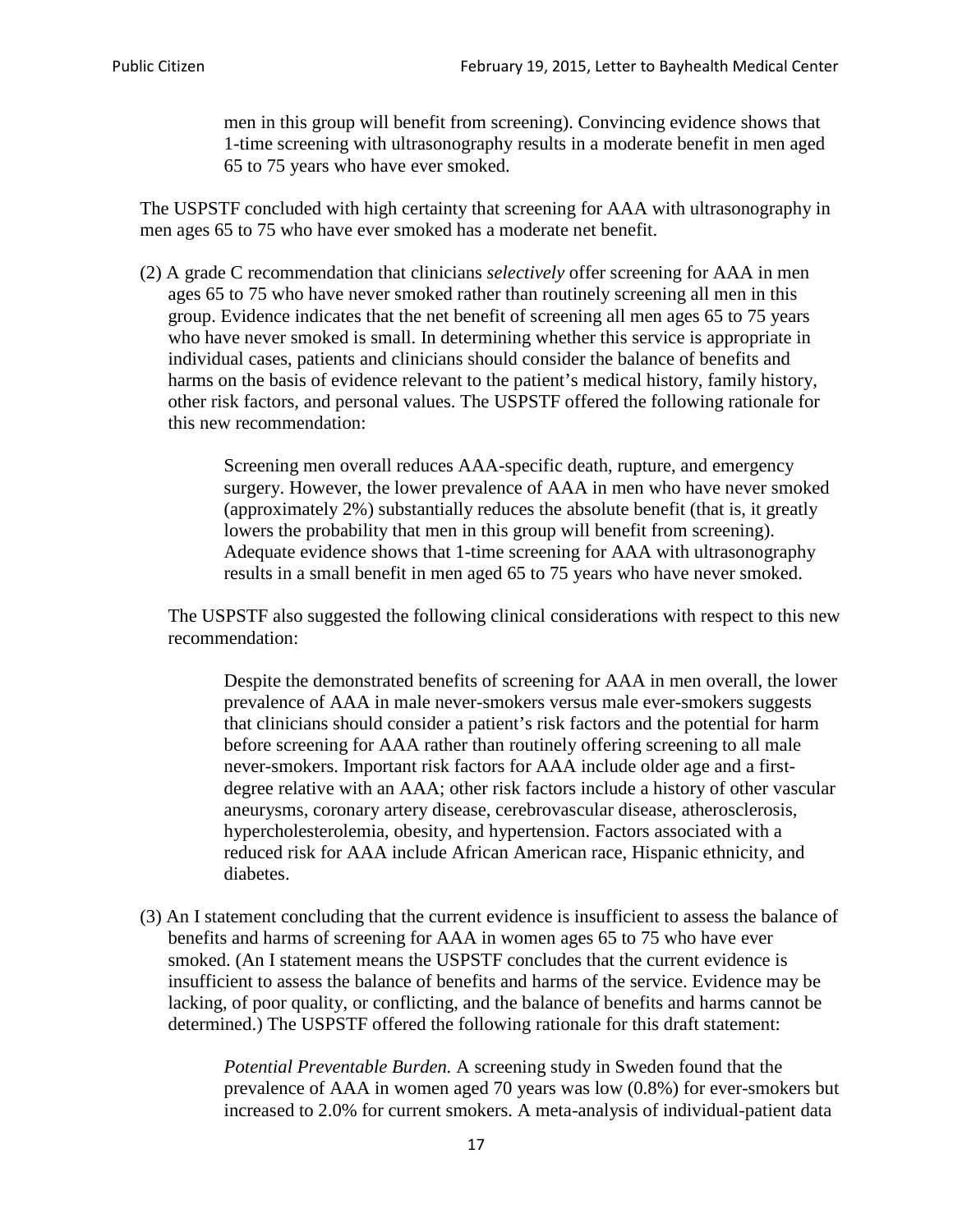> men in this group will benefit from screening). Convincing evidence shows that 1-time screening with ultrasonography results in a moderate benefit in men aged 65 to 75 years who have ever smoked.

The USPSTF concluded with high certainty that screening for AAA with ultrasonography in men ages 65 to 75 who have ever smoked has a moderate net benefit.

(2) A grade C recommendation that clinicians *selectively* offer screening for AAA in men ages 65 to 75 who have never smoked rather than routinely screening all men in this group. Evidence indicates that the net benefit of screening all men ages 65 to 75 years who have never smoked is small. In determining whether this service is appropriate in individual cases, patients and clinicians should consider the balance of benefits and harms on the basis of evidence relevant to the patient's medical history, family history, other risk factors, and personal values. The USPSTF offered the following rationale for this new recommendation:

> Screening men overall reduces AAA-specific death, rupture, and emergency surgery. However, the lower prevalence of AAA in men who have never smoked (approximately 2%) substantially reduces the absolute benefit (that is, it greatly lowers the probability that men in this group will benefit from screening). Adequate evidence shows that 1-time screening for AAA with ultrasonography results in a small benefit in men aged 65 to 75 years who have never smoked.

The USPSTF also suggested the following clinical considerations with respect to this new recommendation:

> Despite the demonstrated benefits of screening for AAA in men overall, the lower prevalence of AAA in male never-smokers versus male ever-smokers suggests that clinicians should consider a patient's risk factors and the potential for harm before screening for AAA rather than routinely offering screening to all male never-smokers. Important risk factors for AAA include older age and a first-degree relative with an AAA; other risk factors include a history of other vascular aneurysms, coronary artery disease, cerebrovascular disease, atherosclerosis, hypercholesterolemia, obesity, and hypertension. Factors associated with a reduced risk for AAA include African American race, Hispanic ethnicity, and diabetes.

(3) An I statement concluding that the current evidence is insufficient to assess the balance of benefits and harms of screening for AAA in women ages 65 to 75 who have ever smoked. (An I statement means the USPSTF concludes that the current evidence is insufficient to assess the balance of benefits and harms of the service. Evidence may be lacking, of poor quality, or conflicting, and the balance of benefits and harms cannot be determined.) The USPSTF offered the following rationale for this draft statement:

> *Potential Preventable Burden.* A screening study in Sweden found that the prevalence of AAA in women aged 70 years was low (0.8%) for ever-smokers but increased to 2.0% for current smokers. A meta-analysis of individual-patient data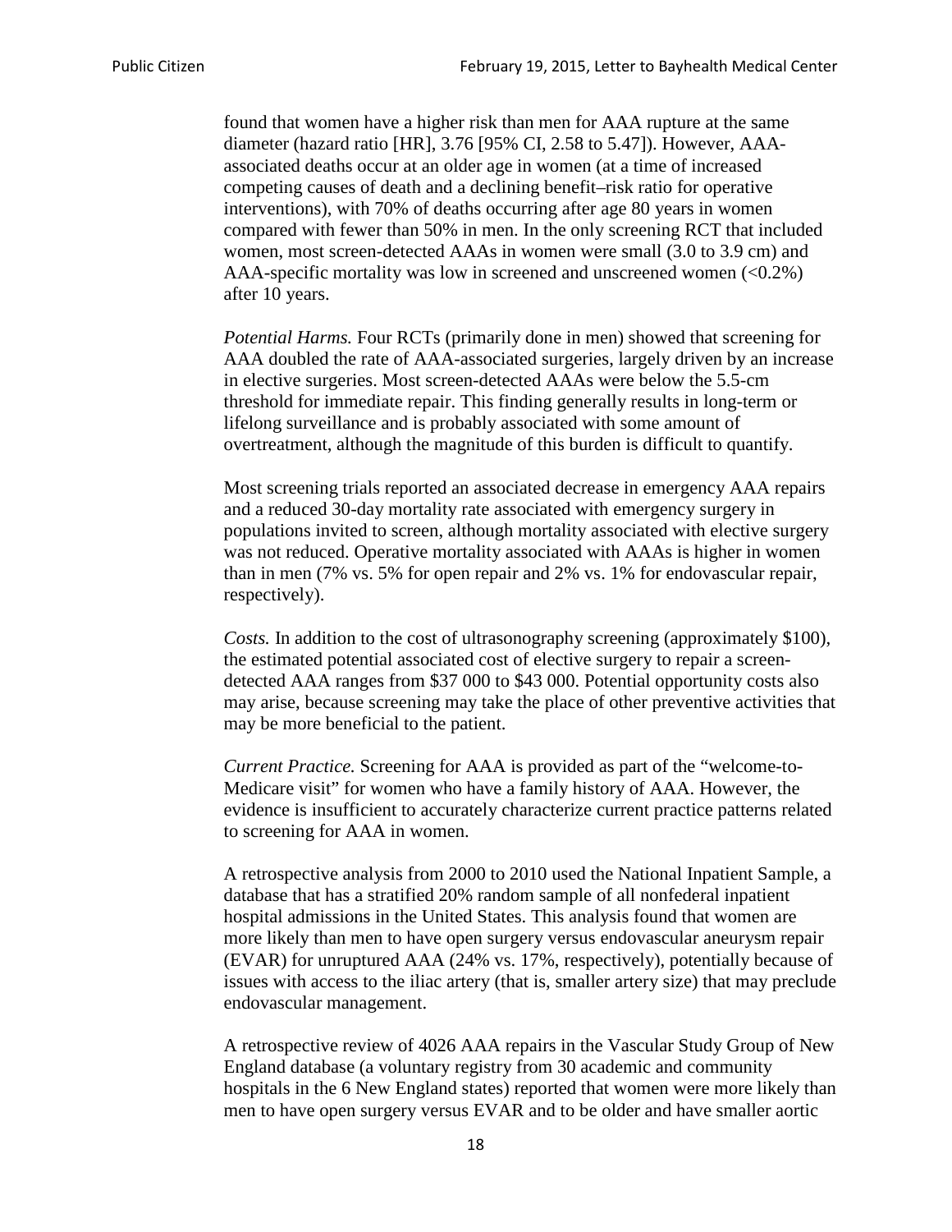found that women have a higher risk than men for AAA rupture at the same diameter (hazard ratio [HR], 3.76 [95% CI, 2.58 to 5.47]). However, AAA-associated deaths occur at an older age in women (at a time of increased competing causes of death and a declining benefit–risk ratio for operative interventions), with 70% of deaths occurring after age 80 years in women compared with fewer than 50% in men. In the only screening RCT that included women, most screen-detected AAAs in women were small (3.0 to 3.9 cm) and AAA-specific mortality was low in screened and unscreened women (<0.2%) after 10 years.

*Potential Harms.* Four RCTs (primarily done in men) showed that screening for AAA doubled the rate of AAA-associated surgeries, largely driven by an increase in elective surgeries. Most screen-detected AAAs were below the 5.5-cm threshold for immediate repair. This finding generally results in long-term or lifelong surveillance and is probably associated with some amount of overtreatment, although the magnitude of this burden is difficult to quantify.

Most screening trials reported an associated decrease in emergency AAA repairs and a reduced 30-day mortality rate associated with emergency surgery in populations invited to screen, although mortality associated with elective surgery was not reduced. Operative mortality associated with AAAs is higher in women than in men (7% vs. 5% for open repair and 2% vs. 1% for endovascular repair, respectively).

*Costs.* In addition to the cost of ultrasonography screening (approximately $100), the estimated potential associated cost of elective surgery to repair a screen-detected AAA ranges from $37 000 to $43 000. Potential opportunity costs also may arise, because screening may take the place of other preventive activities that may be more beneficial to the patient.

*Current Practice.* Screening for AAA is provided as part of the "welcome-to-Medicare visit" for women who have a family history of AAA. However, the evidence is insufficient to accurately characterize current practice patterns related to screening for AAA in women.

A retrospective analysis from 2000 to 2010 used the National Inpatient Sample, a database that has a stratified 20% random sample of all nonfederal inpatient hospital admissions in the United States. This analysis found that women are more likely than men to have open surgery versus endovascular aneurysm repair (EVAR) for unruptured AAA (24% vs. 17%, respectively), potentially because of issues with access to the iliac artery (that is, smaller artery size) that may preclude endovascular management.

A retrospective review of 4026 AAA repairs in the Vascular Study Group of New England database (a voluntary registry from 30 academic and community hospitals in the 6 New England states) reported that women were more likely than men to have open surgery versus EVAR and to be older and have smaller aortic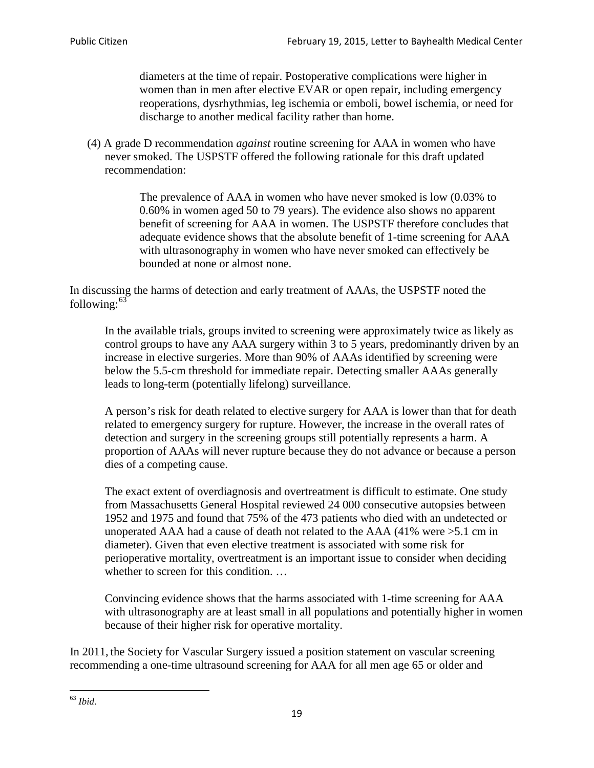> diameters at the time of repair. Postoperative complications were higher in women than in men after elective EVAR or open repair, including emergency reoperations, dysrhythmias, leg ischemia or emboli, bowel ischemia, or need for discharge to another medical facility rather than home.

(4) A grade D recommendation *against* routine screening for AAA in women who have never smoked. The USPSTF offered the following rationale for this draft updated recommendation:

> The prevalence of AAA in women who have never smoked is low (0.03% to 0.60% in women aged 50 to 79 years). The evidence also shows no apparent benefit of screening for AAA in women. The USPSTF therefore concludes that adequate evidence shows that the absolute benefit of 1-time screening for AAA with ultrasonography in women who have never smoked can effectively be bounded at none or almost none.

In discussing the harms of detection and early treatment of AAAs, the USPSTF noted the following:[63]

> In the available trials, groups invited to screening were approximately twice as likely as control groups to have any AAA surgery within 3 to 5 years, predominantly driven by an increase in elective surgeries. More than 90% of AAAs identified by screening were below the 5.5-cm threshold for immediate repair. Detecting smaller AAAs generally leads to long-term (potentially lifelong) surveillance.
>
> A person's risk for death related to elective surgery for AAA is lower than that for death related to emergency surgery for rupture. However, the increase in the overall rates of detection and surgery in the screening groups still potentially represents a harm. A proportion of AAAs will never rupture because they do not advance or because a person dies of a competing cause.
>
> The exact extent of overdiagnosis and overtreatment is difficult to estimate. One study from Massachusetts General Hospital reviewed 24 000 consecutive autopsies between 1952 and 1975 and found that 75% of the 473 patients who died with an undetected or unoperated AAA had a cause of death not related to the AAA (41% were >5.1 cm in diameter). Given that even elective treatment is associated with some risk for perioperative mortality, overtreatment is an important issue to consider when deciding whether to screen for this condition. …
>
> Convincing evidence shows that the harms associated with 1-time screening for AAA with ultrasonography are at least small in all populations and potentially higher in women because of their higher risk for operative mortality.

In 2011, the Society for Vascular Surgery issued a position statement on vascular screening recommending a one-time ultrasound screening for AAA for all men age 65 or older and

[63] *Ibid*.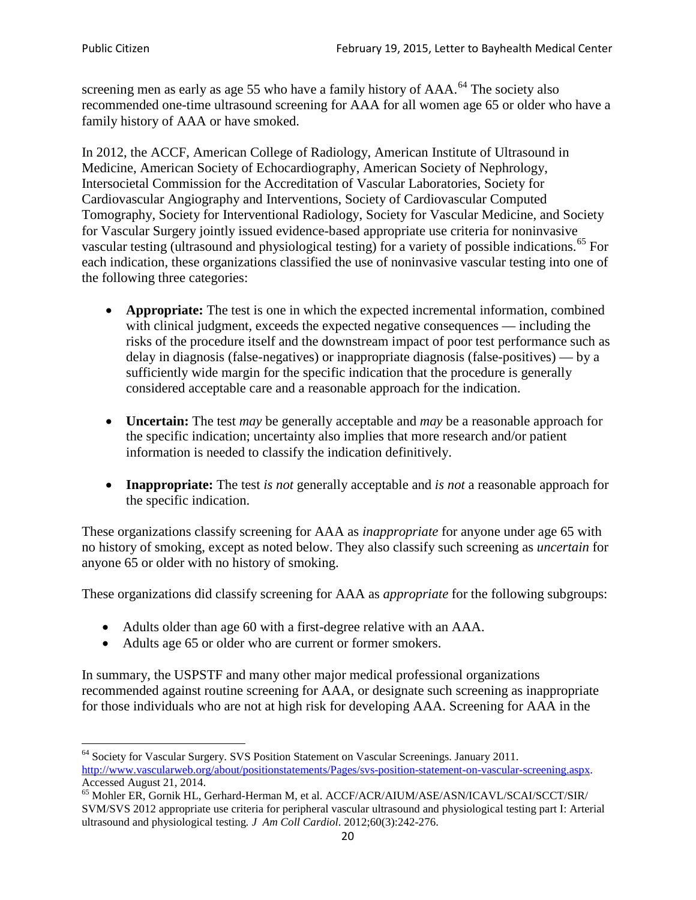screening men as early as age 55 who have a family history of AAA.[64] The society also recommended one-time ultrasound screening for AAA for all women age 65 or older who have a family history of AAA or have smoked.

In 2012, the ACCF, American College of Radiology, American Institute of Ultrasound in Medicine, American Society of Echocardiography, American Society of Nephrology, Intersocietal Commission for the Accreditation of Vascular Laboratories, Society for Cardiovascular Angiography and Interventions, Society of Cardiovascular Computed Tomography, Society for Interventional Radiology, Society for Vascular Medicine, and Society for Vascular Surgery jointly issued evidence-based appropriate use criteria for noninvasive vascular testing (ultrasound and physiological testing) for a variety of possible indications.[65] For each indication, these organizations classified the use of noninvasive vascular testing into one of the following three categories:

- **Appropriate:** The test is one in which the expected incremental information, combined with clinical judgment, exceeds the expected negative consequences — including the risks of the procedure itself and the downstream impact of poor test performance such as delay in diagnosis (false-negatives) or inappropriate diagnosis (false-positives) — by a sufficiently wide margin for the specific indication that the procedure is generally considered acceptable care and a reasonable approach for the indication.

- **Uncertain:** The test *may* be generally acceptable and *may* be a reasonable approach for the specific indication; uncertainty also implies that more research and/or patient information is needed to classify the indication definitively.

- **Inappropriate:** The test *is not* generally acceptable and *is not* a reasonable approach for the specific indication.

These organizations classify screening for AAA as *inappropriate* for anyone under age 65 with no history of smoking, except as noted below. They also classify such screening as *uncertain* for anyone 65 or older with no history of smoking.

These organizations did classify screening for AAA as *appropriate* for the following subgroups:

- Adults older than age 60 with a first-degree relative with an AAA.
- Adults age 65 or older who are current or former smokers.

In summary, the USPSTF and many other major medical professional organizations recommended against routine screening for AAA, or designate such screening as inappropriate for those individuals who are not at high risk for developing AAA. Screening for AAA in the

---

[64] Society for Vascular Surgery. SVS Position Statement on Vascular Screenings. January 2011. http://www.vascularweb.org/about/positionstatements/Pages/svs-position-statement-on-vascular-screening.aspx. Accessed August 21, 2014.

[65] Mohler ER, Gornik HL, Gerhard-Herman M, et al. ACCF/ACR/AIUM/ASE/ASN/ICAVL/SCAI/SCCT/SIR/SVM/SVS 2012 appropriate use criteria for peripheral vascular ultrasound and physiological testing part I: Arterial ultrasound and physiological testing. *J Am Coll Cardiol*. 2012;60(3):242-276.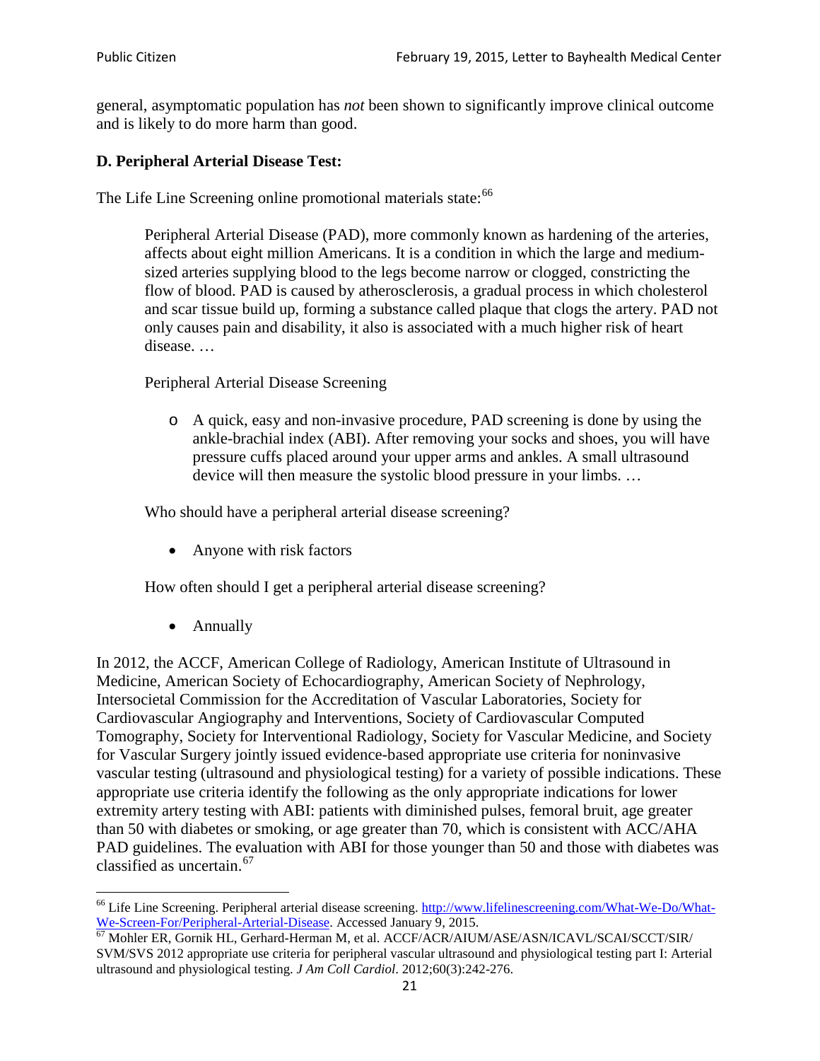general, asymptomatic population has *not* been shown to significantly improve clinical outcome and is likely to do more harm than good.

### D. Peripheral Arterial Disease Test:

The Life Line Screening online promotional materials state:[66]

> Peripheral Arterial Disease (PAD), more commonly known as hardening of the arteries, affects about eight million Americans. It is a condition in which the large and medium-sized arteries supplying blood to the legs become narrow or clogged, constricting the flow of blood. PAD is caused by atherosclerosis, a gradual process in which cholesterol and scar tissue build up, forming a substance called plaque that clogs the artery. PAD not only causes pain and disability, it also is associated with a much higher risk of heart disease. …
>
> Peripheral Arterial Disease Screening
>
> - A quick, easy and non-invasive procedure, PAD screening is done by using the ankle-brachial index (ABI). After removing your socks and shoes, you will have pressure cuffs placed around your upper arms and ankles. A small ultrasound device will then measure the systolic blood pressure in your limbs. …
>
> Who should have a peripheral arterial disease screening?
>
> - Anyone with risk factors
>
> How often should I get a peripheral arterial disease screening?
>
> - Annually

In 2012, the ACCF, American College of Radiology, American Institute of Ultrasound in Medicine, American Society of Echocardiography, American Society of Nephrology, Intersocietal Commission for the Accreditation of Vascular Laboratories, Society for Cardiovascular Angiography and Interventions, Society of Cardiovascular Computed Tomography, Society for Interventional Radiology, Society for Vascular Medicine, and Society for Vascular Surgery jointly issued evidence-based appropriate use criteria for noninvasive vascular testing (ultrasound and physiological testing) for a variety of possible indications. These appropriate use criteria identify the following as the only appropriate indications for lower extremity artery testing with ABI: patients with diminished pulses, femoral bruit, age greater than 50 with diabetes or smoking, or age greater than 70, which is consistent with ACC/AHA PAD guidelines. The evaluation with ABI for those younger than 50 and those with diabetes was classified as uncertain.[67]

---

[66] Life Line Screening. Peripheral arterial disease screening. http://www.lifelinescreening.com/What-We-Do/What-We-Screen-For/Peripheral-Arterial-Disease. Accessed January 9, 2015.

[67] Mohler ER, Gornik HL, Gerhard-Herman M, et al. ACCF/ACR/AIUM/ASE/ASN/ICAVL/SCAI/SCCT/SIR/SVM/SVS 2012 appropriate use criteria for peripheral vascular ultrasound and physiological testing part I: Arterial ultrasound and physiological testing. *J Am Coll Cardiol*. 2012;60(3):242-276.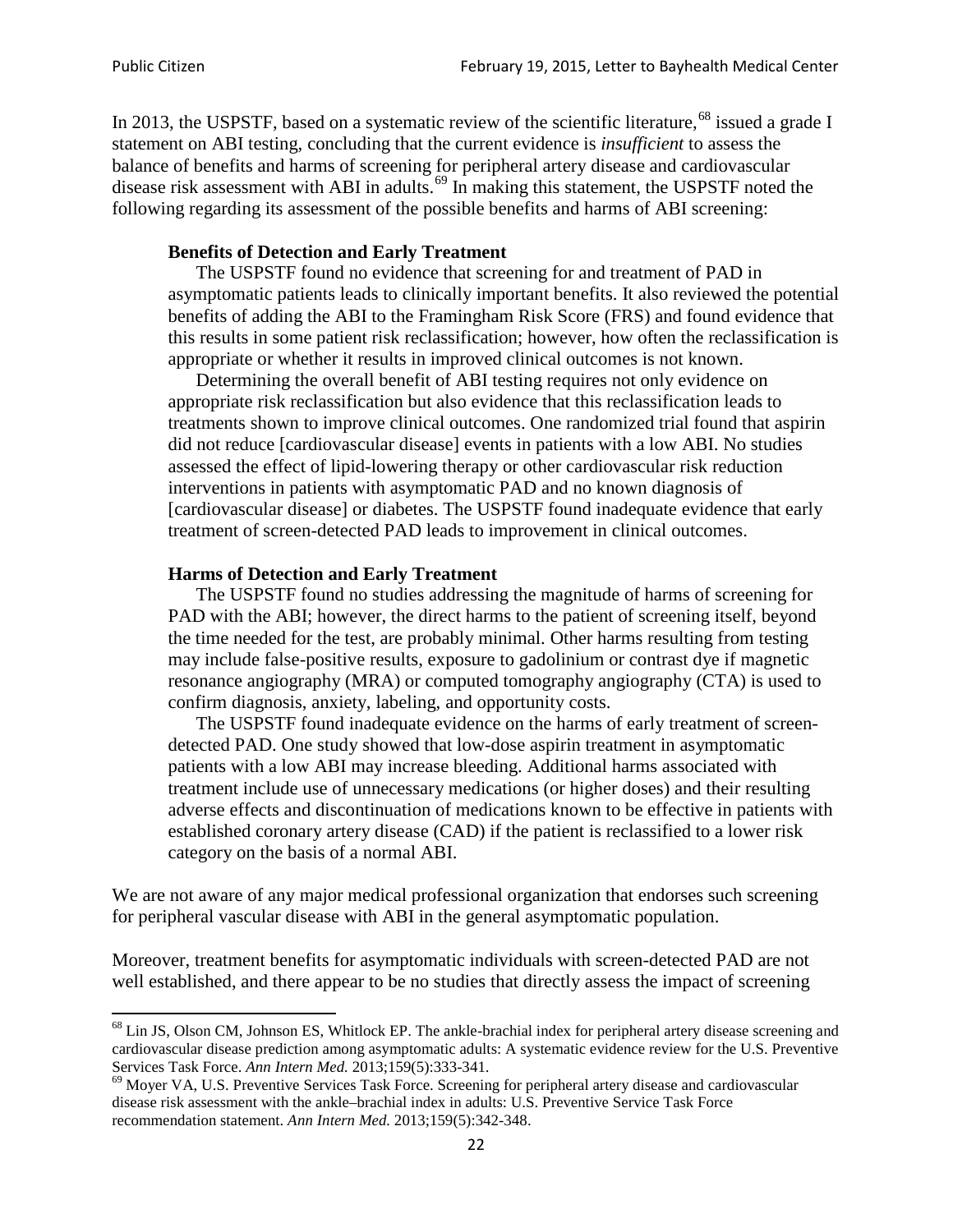In 2013, the USPSTF, based on a systematic review of the scientific literature,[68] issued a grade I statement on ABI testing, concluding that the current evidence is *insufficient* to assess the balance of benefits and harms of screening for peripheral artery disease and cardiovascular disease risk assessment with ABI in adults.[69] In making this statement, the USPSTF noted the following regarding its assessment of the possible benefits and harms of ABI screening:

> **Benefits of Detection and Early Treatment**
>
> The USPSTF found no evidence that screening for and treatment of PAD in asymptomatic patients leads to clinically important benefits. It also reviewed the potential benefits of adding the ABI to the Framingham Risk Score (FRS) and found evidence that this results in some patient risk reclassification; however, how often the reclassification is appropriate or whether it results in improved clinical outcomes is not known.
>
> Determining the overall benefit of ABI testing requires not only evidence on appropriate risk reclassification but also evidence that this reclassification leads to treatments shown to improve clinical outcomes. One randomized trial found that aspirin did not reduce [cardiovascular disease] events in patients with a low ABI. No studies assessed the effect of lipid-lowering therapy or other cardiovascular risk reduction interventions in patients with asymptomatic PAD and no known diagnosis of [cardiovascular disease] or diabetes. The USPSTF found inadequate evidence that early treatment of screen-detected PAD leads to improvement in clinical outcomes.
>
> **Harms of Detection and Early Treatment**
>
> The USPSTF found no studies addressing the magnitude of harms of screening for PAD with the ABI; however, the direct harms to the patient of screening itself, beyond the time needed for the test, are probably minimal. Other harms resulting from testing may include false-positive results, exposure to gadolinium or contrast dye if magnetic resonance angiography (MRA) or computed tomography angiography (CTA) is used to confirm diagnosis, anxiety, labeling, and opportunity costs.
>
> The USPSTF found inadequate evidence on the harms of early treatment of screen-detected PAD. One study showed that low-dose aspirin treatment in asymptomatic patients with a low ABI may increase bleeding. Additional harms associated with treatment include use of unnecessary medications (or higher doses) and their resulting adverse effects and discontinuation of medications known to be effective in patients with established coronary artery disease (CAD) if the patient is reclassified to a lower risk category on the basis of a normal ABI.

We are not aware of any major medical professional organization that endorses such screening for peripheral vascular disease with ABI in the general asymptomatic population.

Moreover, treatment benefits for asymptomatic individuals with screen-detected PAD are not well established, and there appear to be no studies that directly assess the impact of screening

---

[68] Lin JS, Olson CM, Johnson ES, Whitlock EP. The ankle-brachial index for peripheral artery disease screening and cardiovascular disease prediction among asymptomatic adults: A systematic evidence review for the U.S. Preventive Services Task Force. *Ann Intern Med.* 2013;159(5):333-341.

[69] Moyer VA, U.S. Preventive Services Task Force. Screening for peripheral artery disease and cardiovascular disease risk assessment with the ankle–brachial index in adults: U.S. Preventive Service Task Force recommendation statement. *Ann Intern Med.* 2013;159(5):342-348.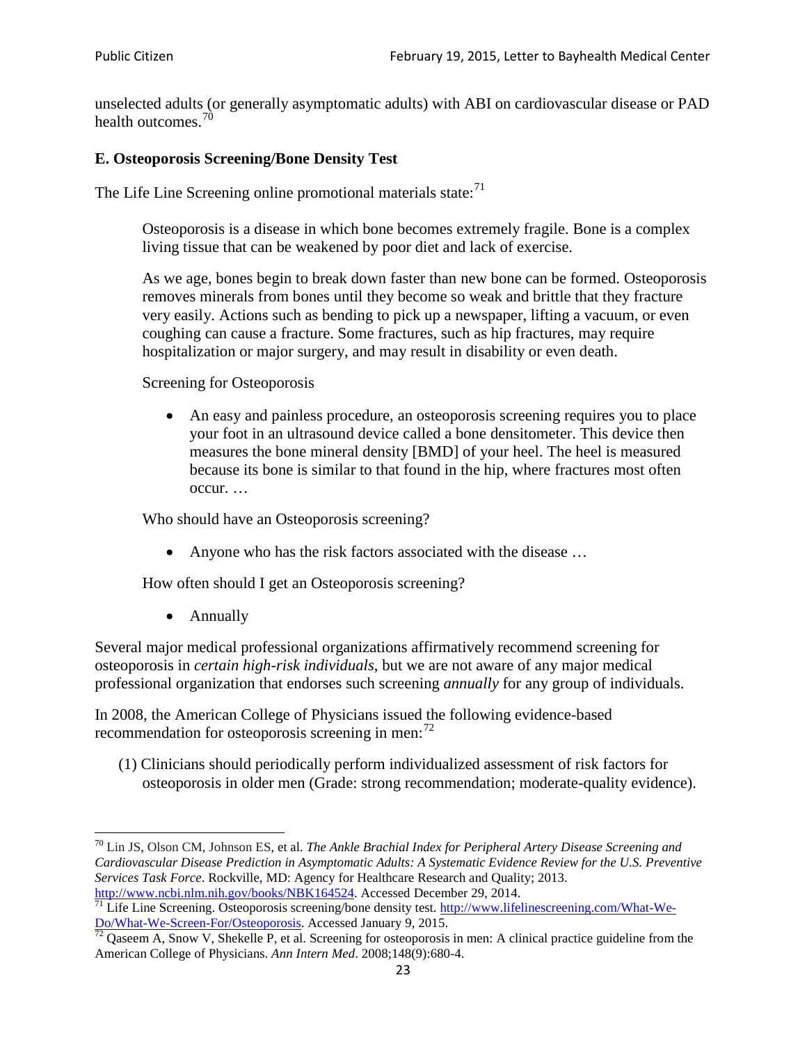unselected adults (or generally asymptomatic adults) with ABI on cardiovascular disease or PAD health outcomes.[70]

### E. Osteoporosis Screening/Bone Density Test

The Life Line Screening online promotional materials state:[71]

> Osteoporosis is a disease in which bone becomes extremely fragile. Bone is a complex living tissue that can be weakened by poor diet and lack of exercise.
>
> As we age, bones begin to break down faster than new bone can be formed. Osteoporosis removes minerals from bones until they become so weak and brittle that they fracture very easily. Actions such as bending to pick up a newspaper, lifting a vacuum, or even coughing can cause a fracture. Some fractures, such as hip fractures, may require hospitalization or major surgery, and may result in disability or even death.
>
> Screening for Osteoporosis
>
> - An easy and painless procedure, an osteoporosis screening requires you to place your foot in an ultrasound device called a bone densitometer. This device then measures the bone mineral density [BMD] of your heel. The heel is measured because its bone is similar to that found in the hip, where fractures most often occur. …
>
> Who should have an Osteoporosis screening?
>
> - Anyone who has the risk factors associated with the disease …
>
> How often should I get an Osteoporosis screening?
>
> - Annually

Several major medical professional organizations affirmatively recommend screening for osteoporosis in *certain high-risk individuals*, but we are not aware of any major medical professional organization that endorses such screening *annually* for any group of individuals.

In 2008, the American College of Physicians issued the following evidence-based recommendation for osteoporosis screening in men:[72]

(1) Clinicians should periodically perform individualized assessment of risk factors for osteoporosis in older men (Grade: strong recommendation; moderate-quality evidence).

---

[70] Lin JS, Olson CM, Johnson ES, et al. *The Ankle Brachial Index for Peripheral Artery Disease Screening and Cardiovascular Disease Prediction in Asymptomatic Adults: A Systematic Evidence Review for the U.S. Preventive Services Task Force*. Rockville, MD: Agency for Healthcare Research and Quality; 2013. http://www.ncbi.nlm.nih.gov/books/NBK164524. Accessed December 29, 2014.

[71] Life Line Screening. Osteoporosis screening/bone density test. http://www.lifelinescreening.com/What-We-Do/What-We-Screen-For/Osteoporosis. Accessed January 9, 2015.

[72] Qaseem A, Snow V, Shekelle P, et al. Screening for osteoporosis in men: A clinical practice guideline from the American College of Physicians. *Ann Intern Med*. 2008;148(9):680-4.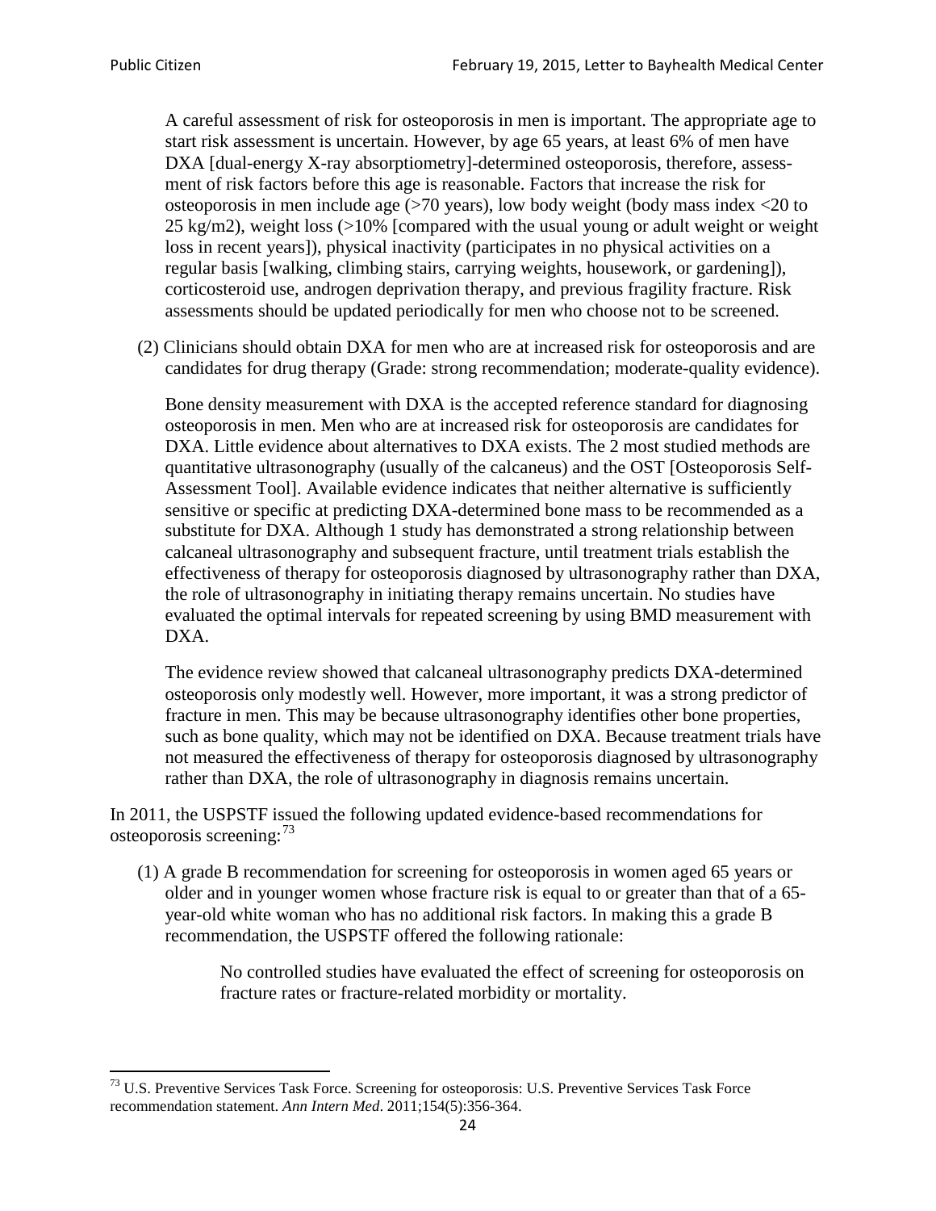A careful assessment of risk for osteoporosis in men is important. The appropriate age to start risk assessment is uncertain. However, by age 65 years, at least 6% of men have DXA [dual-energy X-ray absorptiometry]-determined osteoporosis, therefore, assessment of risk factors before this age is reasonable. Factors that increase the risk for osteoporosis in men include age (>70 years), low body weight (body mass index <20 to 25 kg/m2), weight loss (>10% [compared with the usual young or adult weight or weight loss in recent years]), physical inactivity (participates in no physical activities on a regular basis [walking, climbing stairs, carrying weights, housework, or gardening]), corticosteroid use, androgen deprivation therapy, and previous fragility fracture. Risk assessments should be updated periodically for men who choose not to be screened.

(2) Clinicians should obtain DXA for men who are at increased risk for osteoporosis and are candidates for drug therapy (Grade: strong recommendation; moderate-quality evidence).

Bone density measurement with DXA is the accepted reference standard for diagnosing osteoporosis in men. Men who are at increased risk for osteoporosis are candidates for DXA. Little evidence about alternatives to DXA exists. The 2 most studied methods are quantitative ultrasonography (usually of the calcaneus) and the OST [Osteoporosis Self-Assessment Tool]. Available evidence indicates that neither alternative is sufficiently sensitive or specific at predicting DXA-determined bone mass to be recommended as a substitute for DXA. Although 1 study has demonstrated a strong relationship between calcaneal ultrasonography and subsequent fracture, until treatment trials establish the effectiveness of therapy for osteoporosis diagnosed by ultrasonography rather than DXA, the role of ultrasonography in initiating therapy remains uncertain. No studies have evaluated the optimal intervals for repeated screening by using BMD measurement with DXA.

The evidence review showed that calcaneal ultrasonography predicts DXA-determined osteoporosis only modestly well. However, more important, it was a strong predictor of fracture in men. This may be because ultrasonography identifies other bone properties, such as bone quality, which may not be identified on DXA. Because treatment trials have not measured the effectiveness of therapy for osteoporosis diagnosed by ultrasonography rather than DXA, the role of ultrasonography in diagnosis remains uncertain.

In 2011, the USPSTF issued the following updated evidence-based recommendations for osteoporosis screening:[73]

(1) A grade B recommendation for screening for osteoporosis in women aged 65 years or older and in younger women whose fracture risk is equal to or greater than that of a 65-year-old white woman who has no additional risk factors. In making this a grade B recommendation, the USPSTF offered the following rationale:

> No controlled studies have evaluated the effect of screening for osteoporosis on fracture rates or fracture-related morbidity or mortality.

[73] U.S. Preventive Services Task Force. Screening for osteoporosis: U.S. Preventive Services Task Force recommendation statement. *Ann Intern Med*. 2011;154(5):356-364.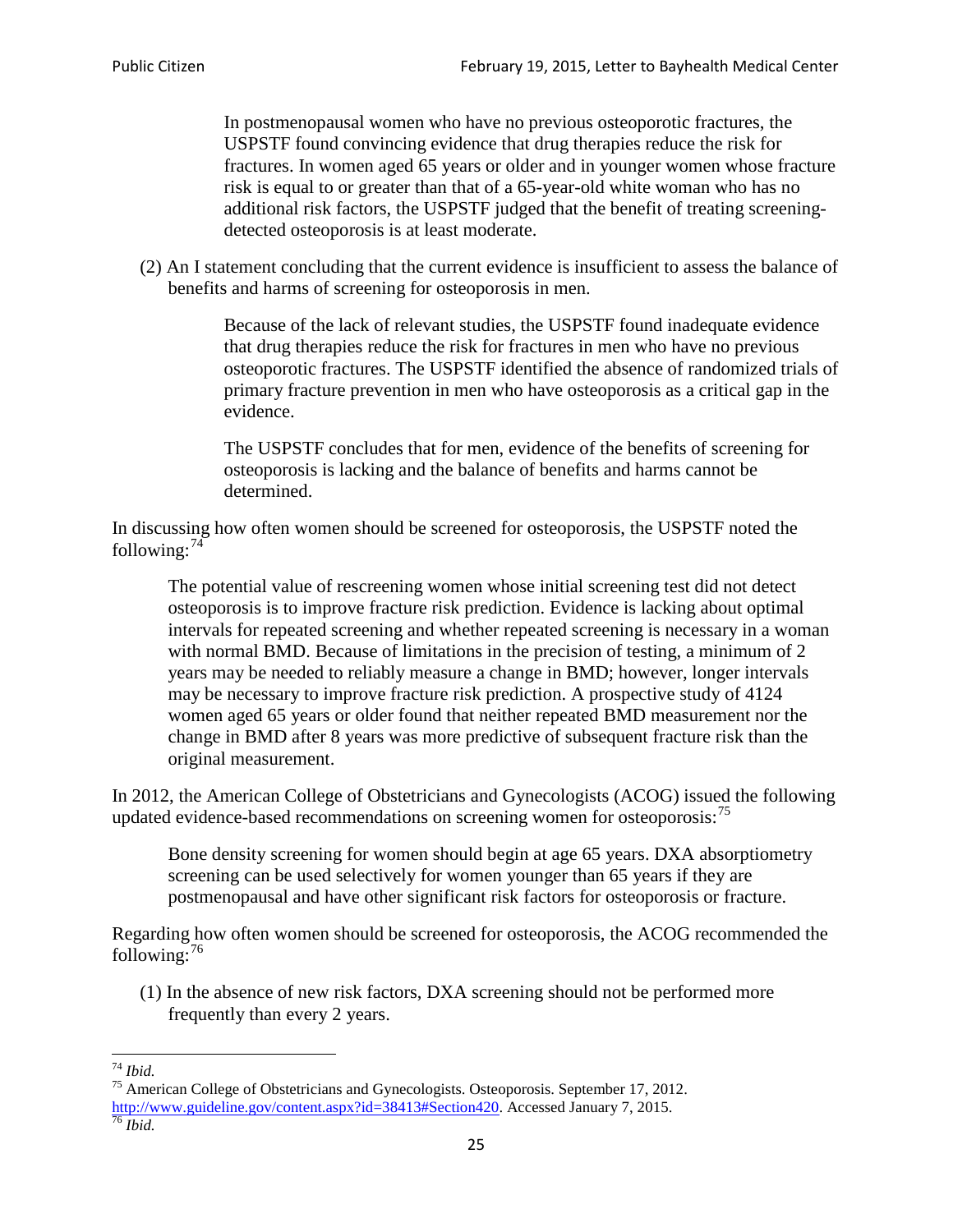> In postmenopausal women who have no previous osteoporotic fractures, the USPSTF found convincing evidence that drug therapies reduce the risk for fractures. In women aged 65 years or older and in younger women whose fracture risk is equal to or greater than that of a 65-year-old white woman who has no additional risk factors, the USPSTF judged that the benefit of treating screening-detected osteoporosis is at least moderate.

(2) An I statement concluding that the current evidence is insufficient to assess the balance of benefits and harms of screening for osteoporosis in men.

> Because of the lack of relevant studies, the USPSTF found inadequate evidence that drug therapies reduce the risk for fractures in men who have no previous osteoporotic fractures. The USPSTF identified the absence of randomized trials of primary fracture prevention in men who have osteoporosis as a critical gap in the evidence.
>
> The USPSTF concludes that for men, evidence of the benefits of screening for osteoporosis is lacking and the balance of benefits and harms cannot be determined.

In discussing how often women should be screened for osteoporosis, the USPSTF noted the following:[74]

> The potential value of rescreening women whose initial screening test did not detect osteoporosis is to improve fracture risk prediction. Evidence is lacking about optimal intervals for repeated screening and whether repeated screening is necessary in a woman with normal BMD. Because of limitations in the precision of testing, a minimum of 2 years may be needed to reliably measure a change in BMD; however, longer intervals may be necessary to improve fracture risk prediction. A prospective study of 4124 women aged 65 years or older found that neither repeated BMD measurement nor the change in BMD after 8 years was more predictive of subsequent fracture risk than the original measurement.

In 2012, the American College of Obstetricians and Gynecologists (ACOG) issued the following updated evidence-based recommendations on screening women for osteoporosis:[75]

> Bone density screening for women should begin at age 65 years. DXA absorptiometry screening can be used selectively for women younger than 65 years if they are postmenopausal and have other significant risk factors for osteoporosis or fracture.

Regarding how often women should be screened for osteoporosis, the ACOG recommended the following:[76]

(1) In the absence of new risk factors, DXA screening should not be performed more frequently than every 2 years.

---

[74] *Ibid.*

[75] American College of Obstetricians and Gynecologists. Osteoporosis. September 17, 2012. http://www.guideline.gov/content.aspx?id=38413#Section420. Accessed January 7, 2015.

[76] *Ibid.*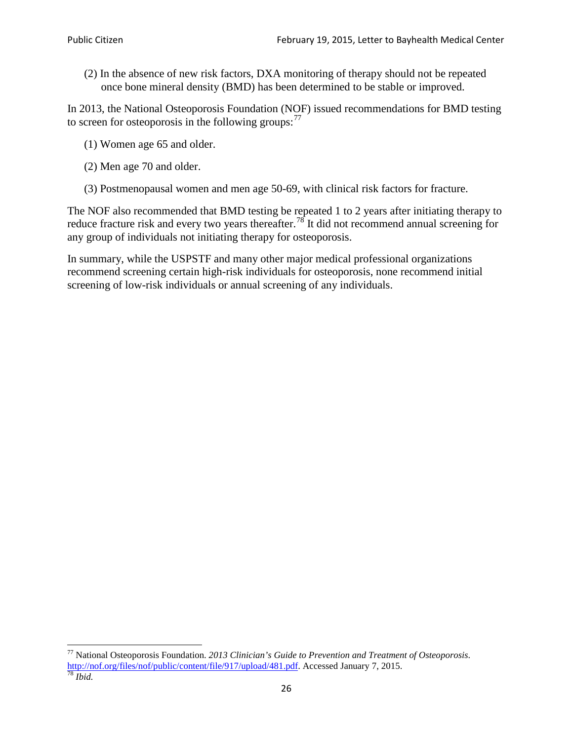(2) In the absence of new risk factors, DXA monitoring of therapy should not be repeated once bone mineral density (BMD) has been determined to be stable or improved.

In 2013, the National Osteoporosis Foundation (NOF) issued recommendations for BMD testing to screen for osteoporosis in the following groups:[77]

(1) Women age 65 and older.

(2) Men age 70 and older.

(3) Postmenopausal women and men age 50-69, with clinical risk factors for fracture.

The NOF also recommended that BMD testing be repeated 1 to 2 years after initiating therapy to reduce fracture risk and every two years thereafter.[78] It did not recommend annual screening for any group of individuals not initiating therapy for osteoporosis.

In summary, while the USPSTF and many other major medical professional organizations recommend screening certain high-risk individuals for osteoporosis, none recommend initial screening of low-risk individuals or annual screening of any individuals.

---

[77] National Osteoporosis Foundation. *2013 Clinician's Guide to Prevention and Treatment of Osteoporosis.* http://nof.org/files/nof/public/content/file/917/upload/481.pdf. Accessed January 7, 2015.

[78] *Ibid.*